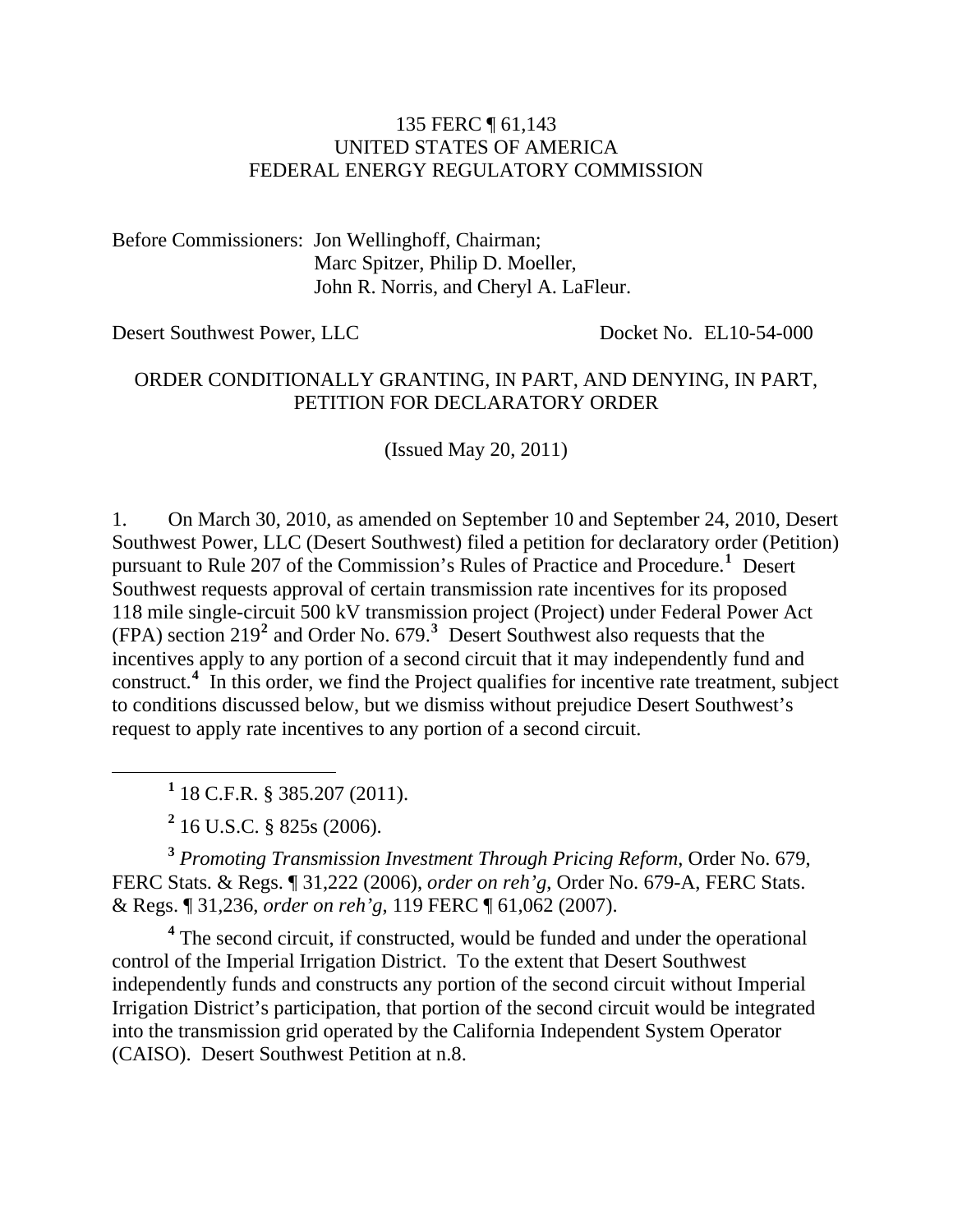135 FERC ¶ 61,143
UNITED STATES OF AMERICA
FEDERAL ENERGY REGULATORY COMMISSION

Before Commissioners: Jon Wellinghoff, Chairman;
Marc Spitzer, Philip D. Moeller,
John R. Norris, and Cheryl A. LaFleur.

Desert Southwest Power, LLC — Docket No. EL10-54-000

ORDER CONDITIONALLY GRANTING, IN PART, AND DENYING, IN PART, PETITION FOR DECLARATORY ORDER

(Issued May 20, 2011)

1. On March 30, 2010, as amended on September 10 and September 24, 2010, Desert Southwest Power, LLC (Desert Southwest) filed a petition for declaratory order (Petition) pursuant to Rule 207 of the Commission's Rules of Practice and Procedure.[1] Desert Southwest requests approval of certain transmission rate incentives for its proposed 118 mile single-circuit 500 kV transmission project (Project) under Federal Power Act (FPA) section 219[2] and Order No. 679.[3] Desert Southwest also requests that the incentives apply to any portion of a second circuit that it may independently fund and construct.[4] In this order, we find the Project qualifies for incentive rate treatment, subject to conditions discussed below, but we dismiss without prejudice Desert Southwest's request to apply rate incentives to any portion of a second circuit.

[1] 18 C.F.R. § 385.207 (2011).

[2] 16 U.S.C. § 825s (2006).

[3] *Promoting Transmission Investment Through Pricing Reform*, Order No. 679, FERC Stats. & Regs. ¶ 31,222 (2006), *order on reh'g*, Order No. 679-A, FERC Stats. & Regs. ¶ 31,236, *order on reh'g*, 119 FERC ¶ 61,062 (2007).

[4] The second circuit, if constructed, would be funded and under the operational control of the Imperial Irrigation District. To the extent that Desert Southwest independently funds and constructs any portion of the second circuit without Imperial Irrigation District's participation, that portion of the second circuit would be integrated into the transmission grid operated by the California Independent System Operator (CAISO). Desert Southwest Petition at n.8.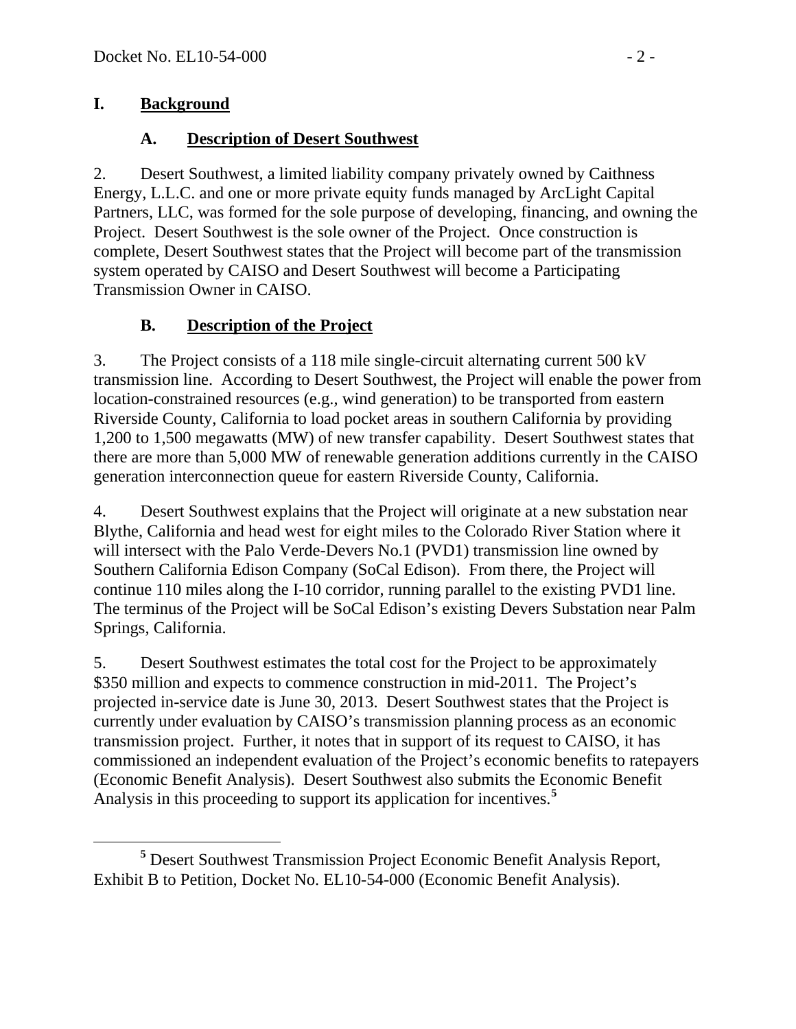# I. Background

## A. Description of Desert Southwest

2. Desert Southwest, a limited liability company privately owned by Caithness Energy, L.L.C. and one or more private equity funds managed by ArcLight Capital Partners, LLC, was formed for the sole purpose of developing, financing, and owning the Project. Desert Southwest is the sole owner of the Project. Once construction is complete, Desert Southwest states that the Project will become part of the transmission system operated by CAISO and Desert Southwest will become a Participating Transmission Owner in CAISO.

## B. Description of the Project

3. The Project consists of a 118 mile single-circuit alternating current 500 kV transmission line. According to Desert Southwest, the Project will enable the power from location-constrained resources (e.g., wind generation) to be transported from eastern Riverside County, California to load pocket areas in southern California by providing 1,200 to 1,500 megawatts (MW) of new transfer capability. Desert Southwest states that there are more than 5,000 MW of renewable generation additions currently in the CAISO generation interconnection queue for eastern Riverside County, California.

4. Desert Southwest explains that the Project will originate at a new substation near Blythe, California and head west for eight miles to the Colorado River Station where it will intersect with the Palo Verde-Devers No.1 (PVD1) transmission line owned by Southern California Edison Company (SoCal Edison). From there, the Project will continue 110 miles along the I-10 corridor, running parallel to the existing PVD1 line. The terminus of the Project will be SoCal Edison's existing Devers Substation near Palm Springs, California.

5. Desert Southwest estimates the total cost for the Project to be approximately $350 million and expects to commence construction in mid-2011. The Project's projected in-service date is June 30, 2013. Desert Southwest states that the Project is currently under evaluation by CAISO's transmission planning process as an economic transmission project. Further, it notes that in support of its request to CAISO, it has commissioned an independent evaluation of the Project's economic benefits to ratepayers (Economic Benefit Analysis). Desert Southwest also submits the Economic Benefit Analysis in this proceeding to support its application for incentives.[5]

[5] Desert Southwest Transmission Project Economic Benefit Analysis Report, Exhibit B to Petition, Docket No. EL10-54-000 (Economic Benefit Analysis).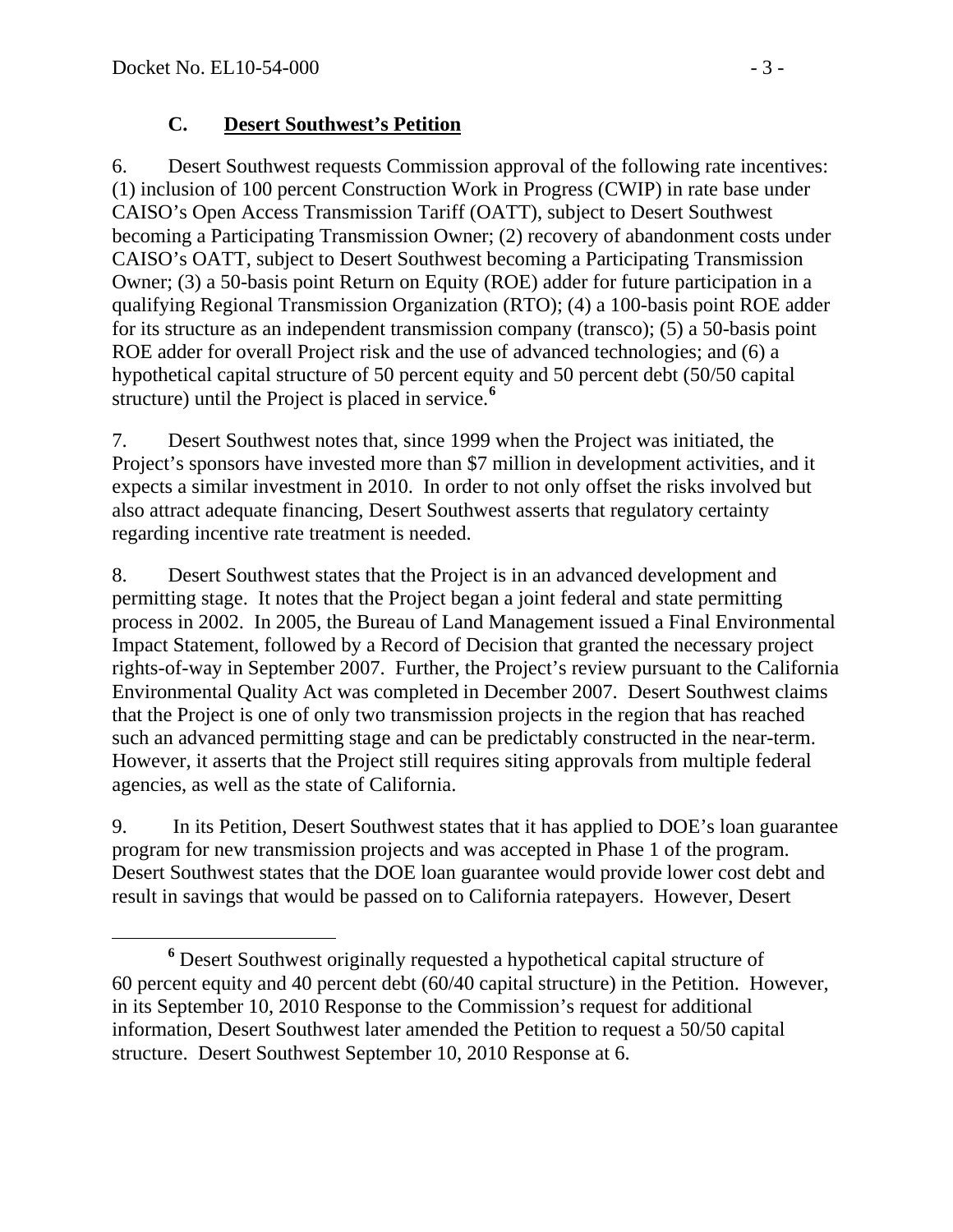### C. **Desert Southwest's Petition**

6. Desert Southwest requests Commission approval of the following rate incentives: (1) inclusion of 100 percent Construction Work in Progress (CWIP) in rate base under CAISO's Open Access Transmission Tariff (OATT), subject to Desert Southwest becoming a Participating Transmission Owner; (2) recovery of abandonment costs under CAISO's OATT, subject to Desert Southwest becoming a Participating Transmission Owner; (3) a 50-basis point Return on Equity (ROE) adder for future participation in a qualifying Regional Transmission Organization (RTO); (4) a 100-basis point ROE adder for its structure as an independent transmission company (transco); (5) a 50-basis point ROE adder for overall Project risk and the use of advanced technologies; and (6) a hypothetical capital structure of 50 percent equity and 50 percent debt (50/50 capital structure) until the Project is placed in service.[6]

7. Desert Southwest notes that, since 1999 when the Project was initiated, the Project's sponsors have invested more than $7 million in development activities, and it expects a similar investment in 2010. In order to not only offset the risks involved but also attract adequate financing, Desert Southwest asserts that regulatory certainty regarding incentive rate treatment is needed.

8. Desert Southwest states that the Project is in an advanced development and permitting stage. It notes that the Project began a joint federal and state permitting process in 2002. In 2005, the Bureau of Land Management issued a Final Environmental Impact Statement, followed by a Record of Decision that granted the necessary project rights-of-way in September 2007. Further, the Project's review pursuant to the California Environmental Quality Act was completed in December 2007. Desert Southwest claims that the Project is one of only two transmission projects in the region that has reached such an advanced permitting stage and can be predictably constructed in the near-term. However, it asserts that the Project still requires siting approvals from multiple federal agencies, as well as the state of California.

9. In its Petition, Desert Southwest states that it has applied to DOE's loan guarantee program for new transmission projects and was accepted in Phase 1 of the program. Desert Southwest states that the DOE loan guarantee would provide lower cost debt and result in savings that would be passed on to California ratepayers. However, Desert

---

[6] Desert Southwest originally requested a hypothetical capital structure of 60 percent equity and 40 percent debt (60/40 capital structure) in the Petition. However, in its September 10, 2010 Response to the Commission's request for additional information, Desert Southwest later amended the Petition to request a 50/50 capital structure. Desert Southwest September 10, 2010 Response at 6.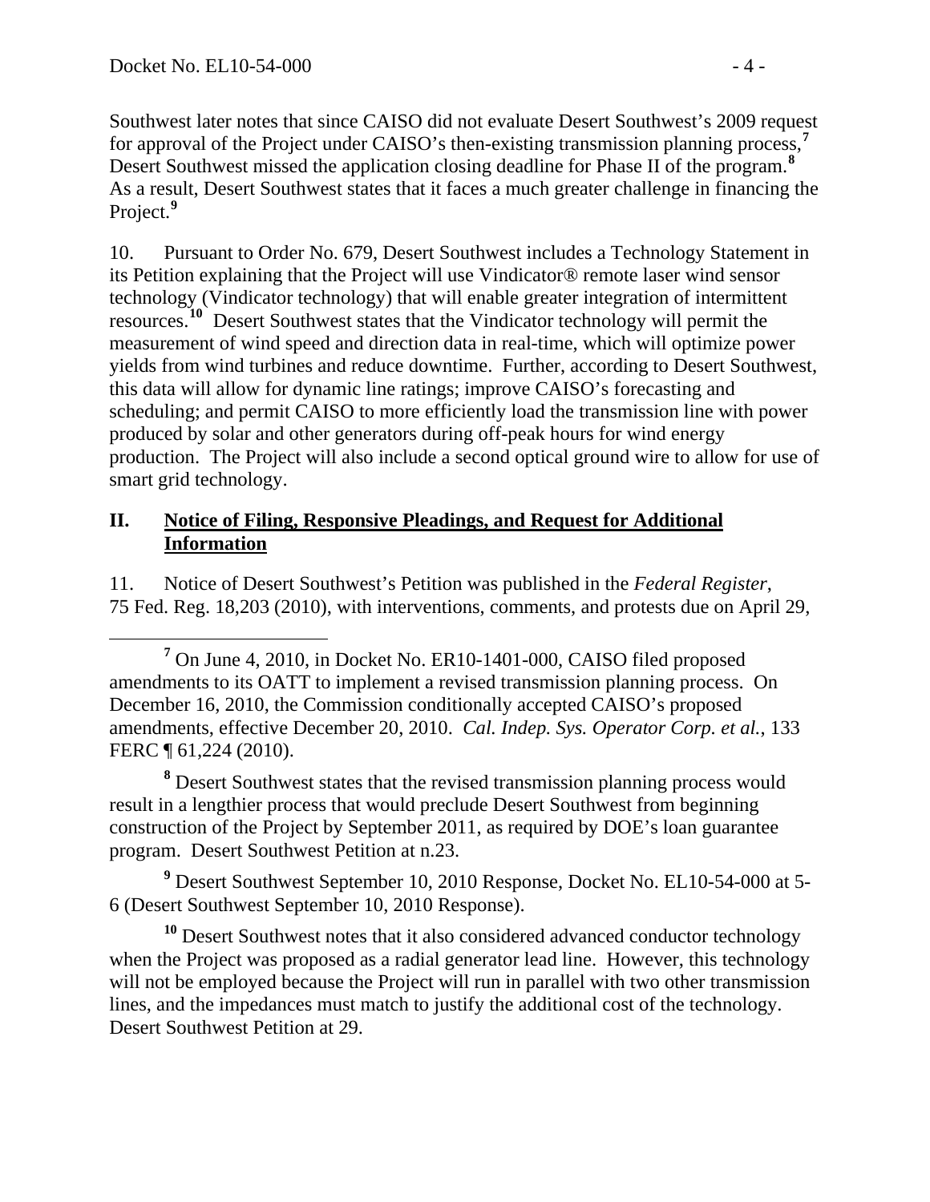Southwest later notes that since CAISO did not evaluate Desert Southwest's 2009 request for approval of the Project under CAISO's then-existing transmission planning process,[7] Desert Southwest missed the application closing deadline for Phase II of the program.[8] As a result, Desert Southwest states that it faces a much greater challenge in financing the Project.[9]

10. Pursuant to Order No. 679, Desert Southwest includes a Technology Statement in its Petition explaining that the Project will use Vindicator® remote laser wind sensor technology (Vindicator technology) that will enable greater integration of intermittent resources.[10] Desert Southwest states that the Vindicator technology will permit the measurement of wind speed and direction data in real-time, which will optimize power yields from wind turbines and reduce downtime. Further, according to Desert Southwest, this data will allow for dynamic line ratings; improve CAISO's forecasting and scheduling; and permit CAISO to more efficiently load the transmission line with power produced by solar and other generators during off-peak hours for wind energy production. The Project will also include a second optical ground wire to allow for use of smart grid technology.

## II. Notice of Filing, Responsive Pleadings, and Request for Additional Information

11. Notice of Desert Southwest's Petition was published in the *Federal Register*, 75 Fed. Reg. 18,203 (2010), with interventions, comments, and protests due on April 29,

---

[7] On June 4, 2010, in Docket No. ER10-1401-000, CAISO filed proposed amendments to its OATT to implement a revised transmission planning process. On December 16, 2010, the Commission conditionally accepted CAISO's proposed amendments, effective December 20, 2010. *Cal. Indep. Sys. Operator Corp. et al.*, 133 FERC ¶ 61,224 (2010).

[8] Desert Southwest states that the revised transmission planning process would result in a lengthier process that would preclude Desert Southwest from beginning construction of the Project by September 2011, as required by DOE's loan guarantee program. Desert Southwest Petition at n.23.

[9] Desert Southwest September 10, 2010 Response, Docket No. EL10-54-000 at 5-6 (Desert Southwest September 10, 2010 Response).

[10] Desert Southwest notes that it also considered advanced conductor technology when the Project was proposed as a radial generator lead line. However, this technology will not be employed because the Project will run in parallel with two other transmission lines, and the impedances must match to justify the additional cost of the technology. Desert Southwest Petition at 29.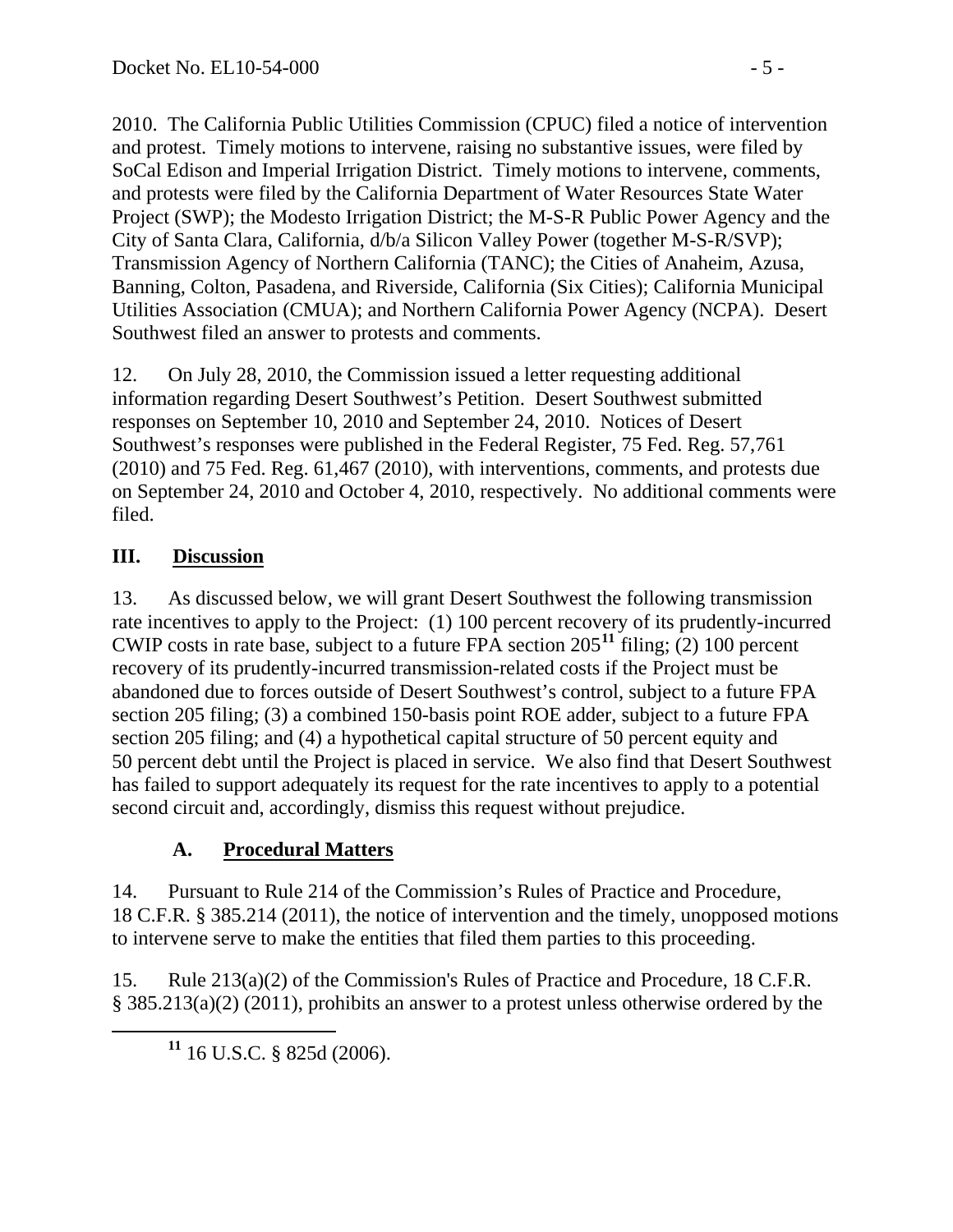2010. The California Public Utilities Commission (CPUC) filed a notice of intervention and protest. Timely motions to intervene, raising no substantive issues, were filed by SoCal Edison and Imperial Irrigation District. Timely motions to intervene, comments, and protests were filed by the California Department of Water Resources State Water Project (SWP); the Modesto Irrigation District; the M-S-R Public Power Agency and the City of Santa Clara, California, d/b/a Silicon Valley Power (together M-S-R/SVP); Transmission Agency of Northern California (TANC); the Cities of Anaheim, Azusa, Banning, Colton, Pasadena, and Riverside, California (Six Cities); California Municipal Utilities Association (CMUA); and Northern California Power Agency (NCPA). Desert Southwest filed an answer to protests and comments.

12. On July 28, 2010, the Commission issued a letter requesting additional information regarding Desert Southwest's Petition. Desert Southwest submitted responses on September 10, 2010 and September 24, 2010. Notices of Desert Southwest's responses were published in the Federal Register, 75 Fed. Reg. 57,761 (2010) and 75 Fed. Reg. 61,467 (2010), with interventions, comments, and protests due on September 24, 2010 and October 4, 2010, respectively. No additional comments were filed.

## III. Discussion

13. As discussed below, we will grant Desert Southwest the following transmission rate incentives to apply to the Project: (1) 100 percent recovery of its prudently-incurred CWIP costs in rate base, subject to a future FPA section 205[11] filing; (2) 100 percent recovery of its prudently-incurred transmission-related costs if the Project must be abandoned due to forces outside of Desert Southwest's control, subject to a future FPA section 205 filing; (3) a combined 150-basis point ROE adder, subject to a future FPA section 205 filing; and (4) a hypothetical capital structure of 50 percent equity and 50 percent debt until the Project is placed in service. We also find that Desert Southwest has failed to support adequately its request for the rate incentives to apply to a potential second circuit and, accordingly, dismiss this request without prejudice.

### A. Procedural Matters

14. Pursuant to Rule 214 of the Commission's Rules of Practice and Procedure, 18 C.F.R. § 385.214 (2011), the notice of intervention and the timely, unopposed motions to intervene serve to make the entities that filed them parties to this proceeding.

15. Rule 213(a)(2) of the Commission's Rules of Practice and Procedure, 18 C.F.R. § 385.213(a)(2) (2011), prohibits an answer to a protest unless otherwise ordered by the

[11] 16 U.S.C. § 825d (2006).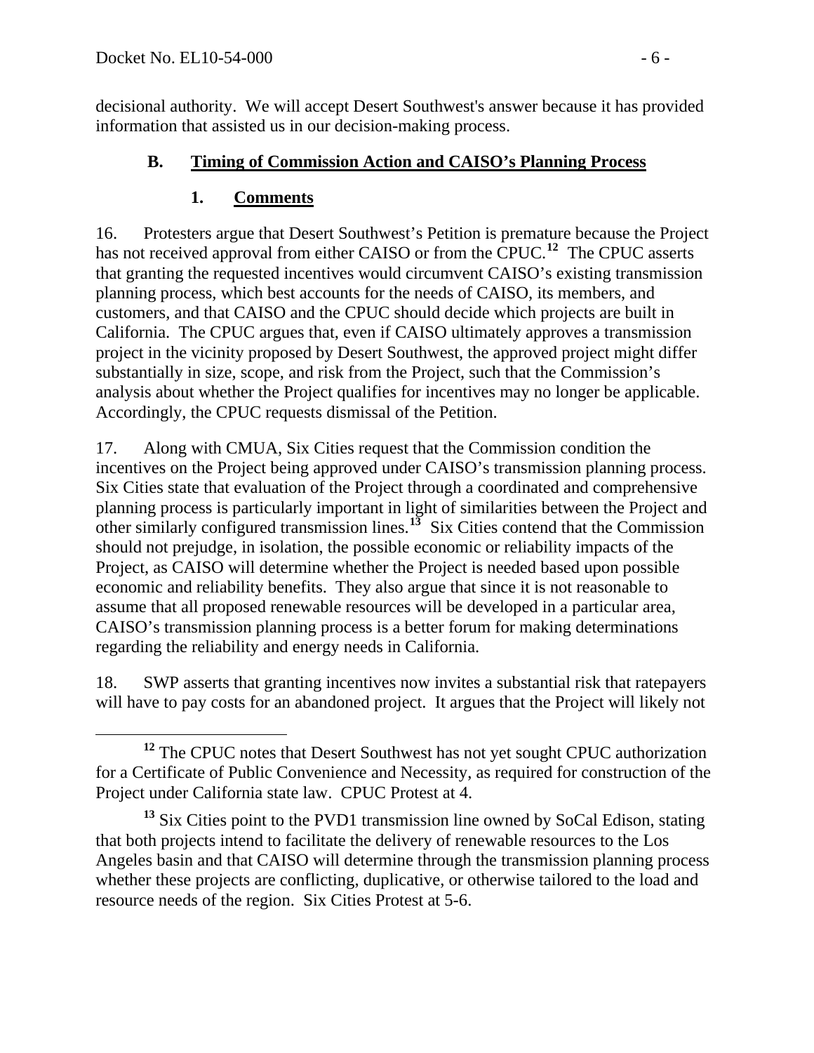decisional authority. We will accept Desert Southwest's answer because it has provided information that assisted us in our decision-making process.

### B. Timing of Commission Action and CAISO's Planning Process

#### 1. Comments

16. Protesters argue that Desert Southwest's Petition is premature because the Project has not received approval from either CAISO or from the CPUC.[12] The CPUC asserts that granting the requested incentives would circumvent CAISO's existing transmission planning process, which best accounts for the needs of CAISO, its members, and customers, and that CAISO and the CPUC should decide which projects are built in California. The CPUC argues that, even if CAISO ultimately approves a transmission project in the vicinity proposed by Desert Southwest, the approved project might differ substantially in size, scope, and risk from the Project, such that the Commission's analysis about whether the Project qualifies for incentives may no longer be applicable. Accordingly, the CPUC requests dismissal of the Petition.

17. Along with CMUA, Six Cities request that the Commission condition the incentives on the Project being approved under CAISO's transmission planning process. Six Cities state that evaluation of the Project through a coordinated and comprehensive planning process is particularly important in light of similarities between the Project and other similarly configured transmission lines.[13] Six Cities contend that the Commission should not prejudge, in isolation, the possible economic or reliability impacts of the Project, as CAISO will determine whether the Project is needed based upon possible economic and reliability benefits. They also argue that since it is not reasonable to assume that all proposed renewable resources will be developed in a particular area, CAISO's transmission planning process is a better forum for making determinations regarding the reliability and energy needs in California.

18. SWP asserts that granting incentives now invites a substantial risk that ratepayers will have to pay costs for an abandoned project. It argues that the Project will likely not

---

[12] The CPUC notes that Desert Southwest has not yet sought CPUC authorization for a Certificate of Public Convenience and Necessity, as required for construction of the Project under California state law. CPUC Protest at 4.

[13] Six Cities point to the PVD1 transmission line owned by SoCal Edison, stating that both projects intend to facilitate the delivery of renewable resources to the Los Angeles basin and that CAISO will determine through the transmission planning process whether these projects are conflicting, duplicative, or otherwise tailored to the load and resource needs of the region. Six Cities Protest at 5-6.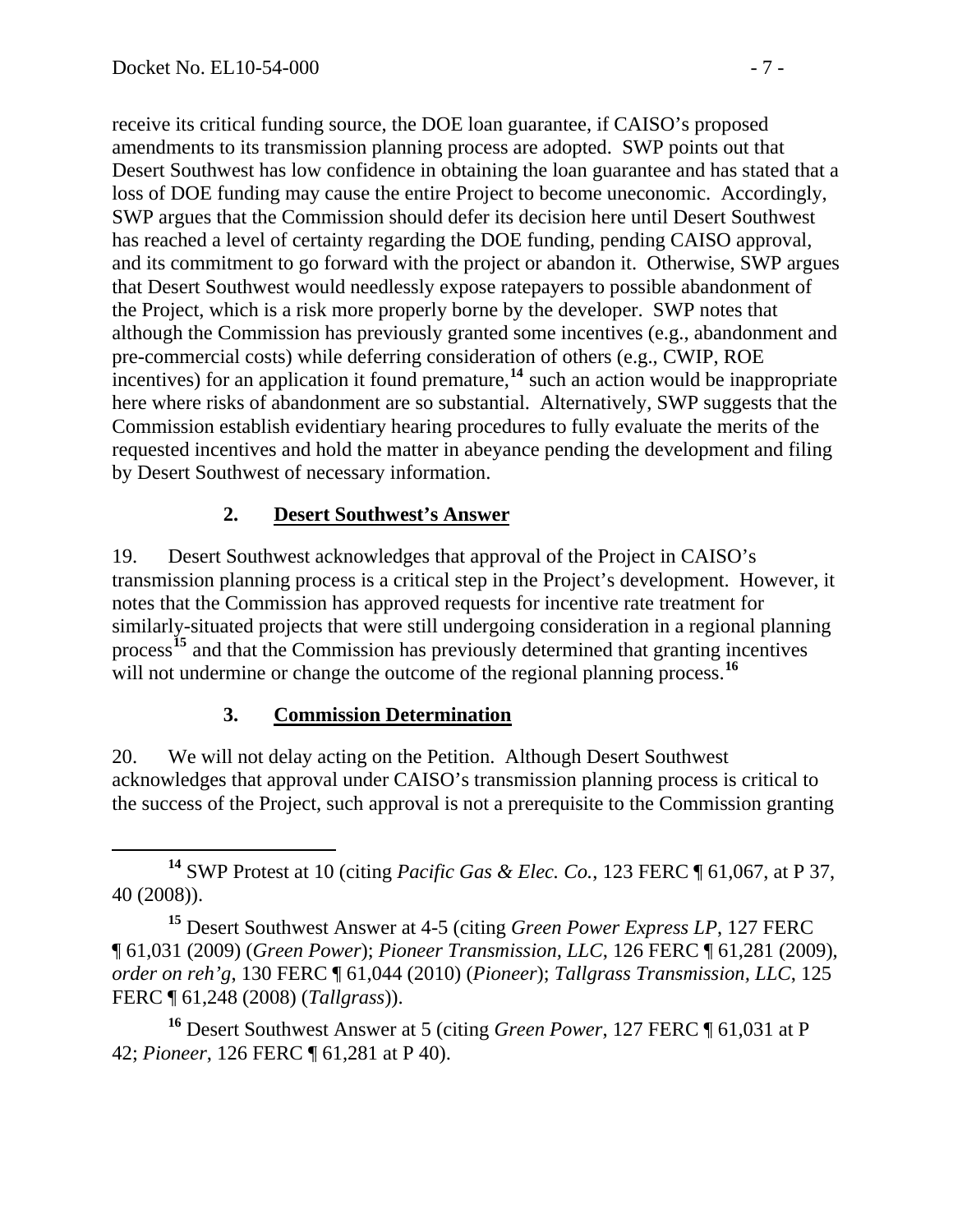receive its critical funding source, the DOE loan guarantee, if CAISO's proposed amendments to its transmission planning process are adopted. SWP points out that Desert Southwest has low confidence in obtaining the loan guarantee and has stated that a loss of DOE funding may cause the entire Project to become uneconomic. Accordingly, SWP argues that the Commission should defer its decision here until Desert Southwest has reached a level of certainty regarding the DOE funding, pending CAISO approval, and its commitment to go forward with the project or abandon it. Otherwise, SWP argues that Desert Southwest would needlessly expose ratepayers to possible abandonment of the Project, which is a risk more properly borne by the developer. SWP notes that although the Commission has previously granted some incentives (e.g., abandonment and pre-commercial costs) while deferring consideration of others (e.g., CWIP, ROE incentives) for an application it found premature,[14] such an action would be inappropriate here where risks of abandonment are so substantial. Alternatively, SWP suggests that the Commission establish evidentiary hearing procedures to fully evaluate the merits of the requested incentives and hold the matter in abeyance pending the development and filing by Desert Southwest of necessary information.

### 2. Desert Southwest's Answer

19. Desert Southwest acknowledges that approval of the Project in CAISO's transmission planning process is a critical step in the Project's development. However, it notes that the Commission has approved requests for incentive rate treatment for similarly-situated projects that were still undergoing consideration in a regional planning process[15] and that the Commission has previously determined that granting incentives will not undermine or change the outcome of the regional planning process.[16]

### 3. Commission Determination

20. We will not delay acting on the Petition. Although Desert Southwest acknowledges that approval under CAISO's transmission planning process is critical to the success of the Project, such approval is not a prerequisite to the Commission granting

---

[14] SWP Protest at 10 (citing *Pacific Gas & Elec. Co.*, 123 FERC ¶ 61,067, at P 37, 40 (2008)).

[15] Desert Southwest Answer at 4-5 (citing *Green Power Express LP*, 127 FERC ¶ 61,031 (2009) (*Green Power*); *Pioneer Transmission, LLC*, 126 FERC ¶ 61,281 (2009), *order on reh'g*, 130 FERC ¶ 61,044 (2010) (*Pioneer*); *Tallgrass Transmission, LLC*, 125 FERC ¶ 61,248 (2008) (*Tallgrass*)).

[16] Desert Southwest Answer at 5 (citing *Green Power*, 127 FERC ¶ 61,031 at P 42; *Pioneer*, 126 FERC ¶ 61,281 at P 40).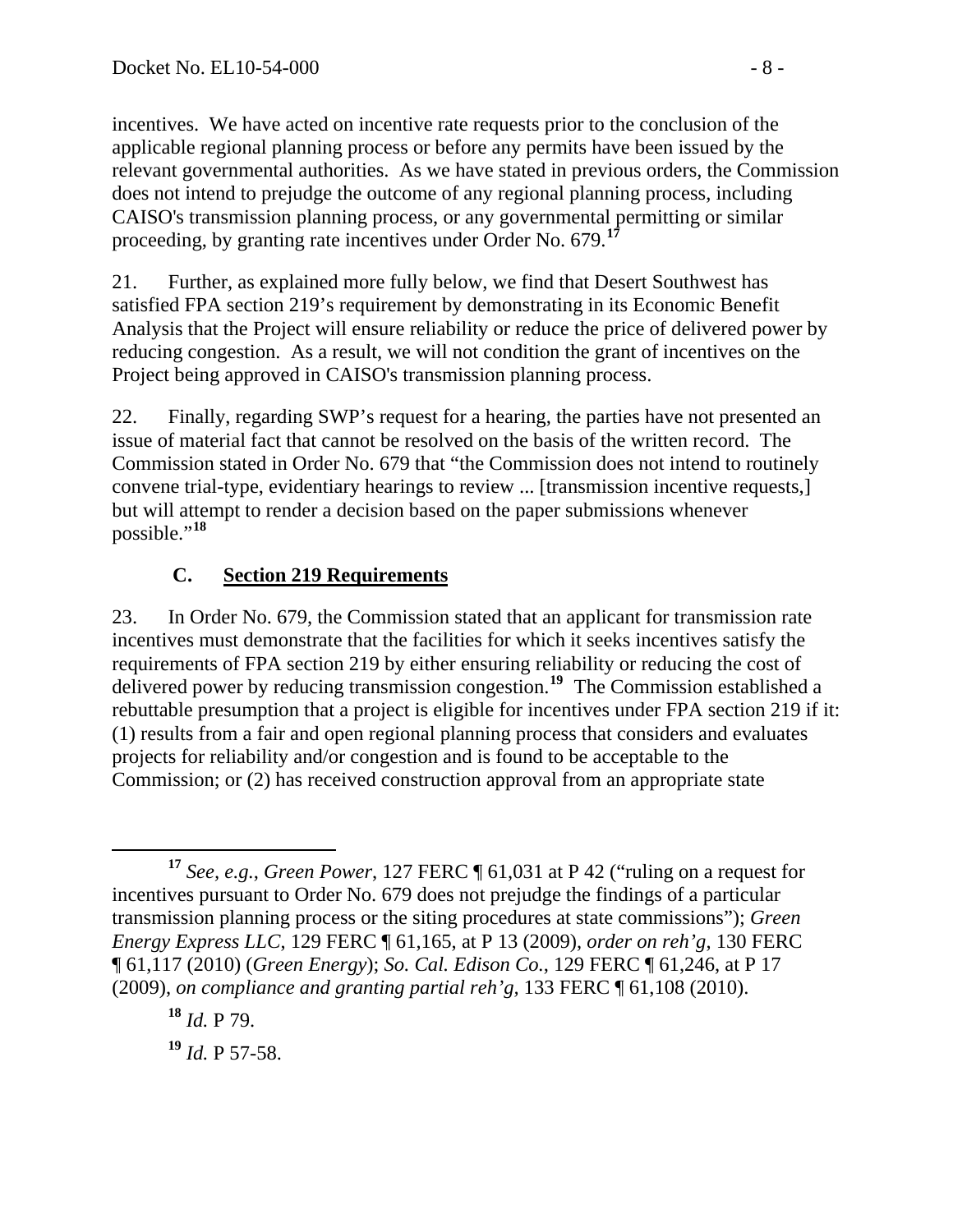incentives. We have acted on incentive rate requests prior to the conclusion of the applicable regional planning process or before any permits have been issued by the relevant governmental authorities. As we have stated in previous orders, the Commission does not intend to prejudge the outcome of any regional planning process, including CAISO's transmission planning process, or any governmental permitting or similar proceeding, by granting rate incentives under Order No. 679.[17]

21. Further, as explained more fully below, we find that Desert Southwest has satisfied FPA section 219's requirement by demonstrating in its Economic Benefit Analysis that the Project will ensure reliability or reduce the price of delivered power by reducing congestion. As a result, we will not condition the grant of incentives on the Project being approved in CAISO's transmission planning process.

22. Finally, regarding SWP's request for a hearing, the parties have not presented an issue of material fact that cannot be resolved on the basis of the written record. The Commission stated in Order No. 679 that "the Commission does not intend to routinely convene trial-type, evidentiary hearings to review ... [transmission incentive requests,] but will attempt to render a decision based on the paper submissions whenever possible."[18]

### C. <u>Section 219 Requirements</u>

23. In Order No. 679, the Commission stated that an applicant for transmission rate incentives must demonstrate that the facilities for which it seeks incentives satisfy the requirements of FPA section 219 by either ensuring reliability or reducing the cost of delivered power by reducing transmission congestion.[19] The Commission established a rebuttable presumption that a project is eligible for incentives under FPA section 219 if it: (1) results from a fair and open regional planning process that considers and evaluates projects for reliability and/or congestion and is found to be acceptable to the Commission; or (2) has received construction approval from an appropriate state

---

[17] *See, e.g.*, *Green Power*, 127 FERC ¶ 61,031 at P 42 ("ruling on a request for incentives pursuant to Order No. 679 does not prejudge the findings of a particular transmission planning process or the siting procedures at state commissions"); *Green Energy Express LLC*, 129 FERC ¶ 61,165, at P 13 (2009), *order on reh'g*, 130 FERC ¶ 61,117 (2010) (*Green Energy*); *So. Cal. Edison Co.*, 129 FERC ¶ 61,246, at P 17 (2009), *on compliance and granting partial reh'g*, 133 FERC ¶ 61,108 (2010).

[18] *Id.* P 79.

[19] *Id.* P 57-58.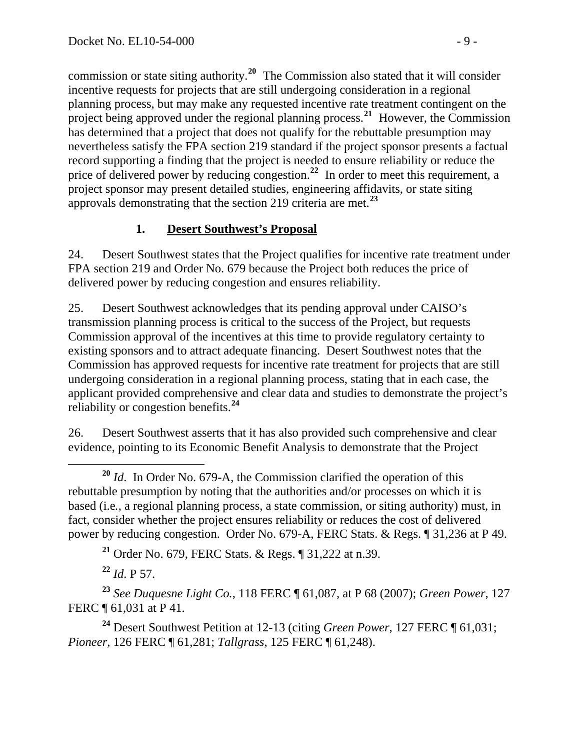commission or state siting authority.[20] The Commission also stated that it will consider incentive requests for projects that are still undergoing consideration in a regional planning process, but may make any requested incentive rate treatment contingent on the project being approved under the regional planning process.[21] However, the Commission has determined that a project that does not qualify for the rebuttable presumption may nevertheless satisfy the FPA section 219 standard if the project sponsor presents a factual record supporting a finding that the project is needed to ensure reliability or reduce the price of delivered power by reducing congestion.[22] In order to meet this requirement, a project sponsor may present detailed studies, engineering affidavits, or state siting approvals demonstrating that the section 219 criteria are met.[23]

### 1. **Desert Southwest's Proposal**

24. Desert Southwest states that the Project qualifies for incentive rate treatment under FPA section 219 and Order No. 679 because the Project both reduces the price of delivered power by reducing congestion and ensures reliability.

25. Desert Southwest acknowledges that its pending approval under CAISO's transmission planning process is critical to the success of the Project, but requests Commission approval of the incentives at this time to provide regulatory certainty to existing sponsors and to attract adequate financing. Desert Southwest notes that the Commission has approved requests for incentive rate treatment for projects that are still undergoing consideration in a regional planning process, stating that in each case, the applicant provided comprehensive and clear data and studies to demonstrate the project's reliability or congestion benefits.[24]

26. Desert Southwest asserts that it has also provided such comprehensive and clear evidence, pointing to its Economic Benefit Analysis to demonstrate that the Project

---

[20] *Id*. In Order No. 679-A, the Commission clarified the operation of this rebuttable presumption by noting that the authorities and/or processes on which it is based (i.e., a regional planning process, a state commission, or siting authority) must, in fact, consider whether the project ensures reliability or reduces the cost of delivered power by reducing congestion. Order No. 679-A, FERC Stats. & Regs. ¶ 31,236 at P 49.

[21] Order No. 679, FERC Stats. & Regs. ¶ 31,222 at n.39.

[22] *Id*. P 57.

[23] *See Duquesne Light Co.*, 118 FERC ¶ 61,087, at P 68 (2007); *Green Power*, 127 FERC ¶ 61,031 at P 41.

[24] Desert Southwest Petition at 12-13 (citing *Green Power*, 127 FERC ¶ 61,031; *Pioneer*, 126 FERC ¶ 61,281; *Tallgrass*, 125 FERC ¶ 61,248).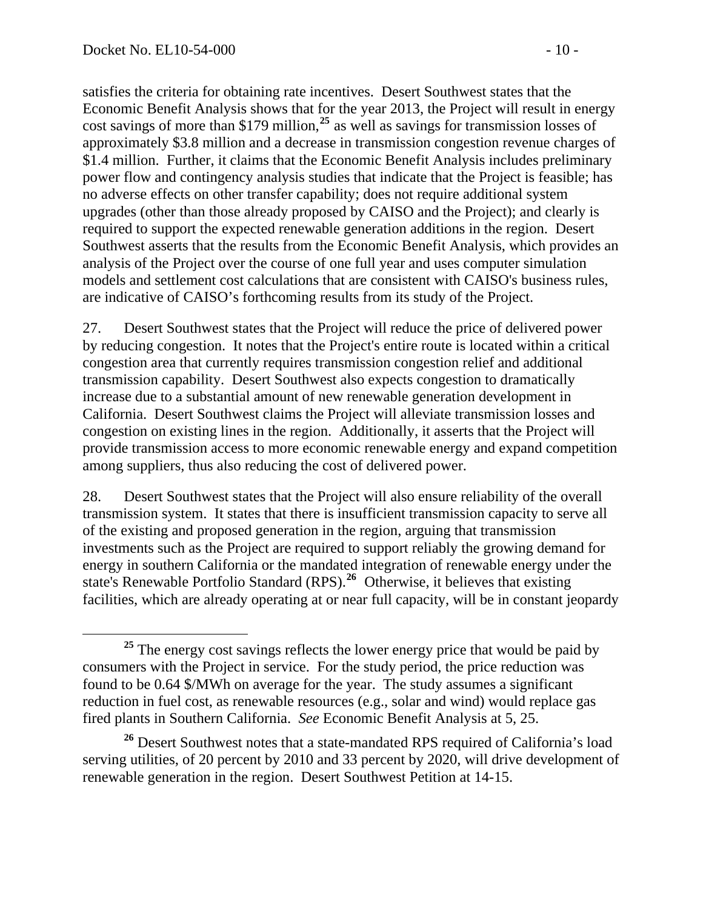satisfies the criteria for obtaining rate incentives. Desert Southwest states that the Economic Benefit Analysis shows that for the year 2013, the Project will result in energy cost savings of more than $179 million,[25] as well as savings for transmission losses of approximately $3.8 million and a decrease in transmission congestion revenue charges of $1.4 million. Further, it claims that the Economic Benefit Analysis includes preliminary power flow and contingency analysis studies that indicate that the Project is feasible; has no adverse effects on other transfer capability; does not require additional system upgrades (other than those already proposed by CAISO and the Project); and clearly is required to support the expected renewable generation additions in the region. Desert Southwest asserts that the results from the Economic Benefit Analysis, which provides an analysis of the Project over the course of one full year and uses computer simulation models and settlement cost calculations that are consistent with CAISO's business rules, are indicative of CAISO's forthcoming results from its study of the Project.

27. Desert Southwest states that the Project will reduce the price of delivered power by reducing congestion. It notes that the Project's entire route is located within a critical congestion area that currently requires transmission congestion relief and additional transmission capability. Desert Southwest also expects congestion to dramatically increase due to a substantial amount of new renewable generation development in California. Desert Southwest claims the Project will alleviate transmission losses and congestion on existing lines in the region. Additionally, it asserts that the Project will provide transmission access to more economic renewable energy and expand competition among suppliers, thus also reducing the cost of delivered power.

28. Desert Southwest states that the Project will also ensure reliability of the overall transmission system. It states that there is insufficient transmission capacity to serve all of the existing and proposed generation in the region, arguing that transmission investments such as the Project are required to support reliably the growing demand for energy in southern California or the mandated integration of renewable energy under the state's Renewable Portfolio Standard (RPS).[26] Otherwise, it believes that existing facilities, which are already operating at or near full capacity, will be in constant jeopardy

---

[25] The energy cost savings reflects the lower energy price that would be paid by consumers with the Project in service. For the study period, the price reduction was found to be 0.64 $/MWh on average for the year. The study assumes a significant reduction in fuel cost, as renewable resources (e.g., solar and wind) would replace gas fired plants in Southern California. *See* Economic Benefit Analysis at 5, 25.

[26] Desert Southwest notes that a state-mandated RPS required of California's load serving utilities, of 20 percent by 2010 and 33 percent by 2020, will drive development of renewable generation in the region. Desert Southwest Petition at 14-15.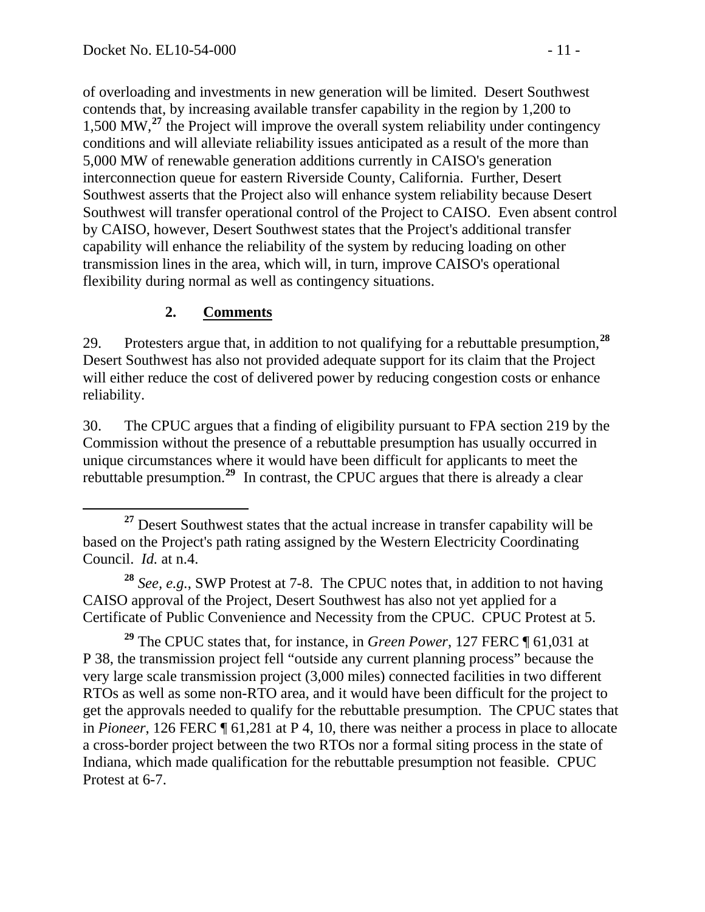of overloading and investments in new generation will be limited. Desert Southwest contends that, by increasing available transfer capability in the region by 1,200 to 1,500 MW,[27] the Project will improve the overall system reliability under contingency conditions and will alleviate reliability issues anticipated as a result of the more than 5,000 MW of renewable generation additions currently in CAISO's generation interconnection queue for eastern Riverside County, California. Further, Desert Southwest asserts that the Project also will enhance system reliability because Desert Southwest will transfer operational control of the Project to CAISO. Even absent control by CAISO, however, Desert Southwest states that the Project's additional transfer capability will enhance the reliability of the system by reducing loading on other transmission lines in the area, which will, in turn, improve CAISO's operational flexibility during normal as well as contingency situations.

### 2. <u>Comments</u>

29. Protesters argue that, in addition to not qualifying for a rebuttable presumption,[28] Desert Southwest has also not provided adequate support for its claim that the Project will either reduce the cost of delivered power by reducing congestion costs or enhance reliability.

30. The CPUC argues that a finding of eligibility pursuant to FPA section 219 by the Commission without the presence of a rebuttable presumption has usually occurred in unique circumstances where it would have been difficult for applicants to meet the rebuttable presumption.[29] In contrast, the CPUC argues that there is already a clear

---

[27] Desert Southwest states that the actual increase in transfer capability will be based on the Project's path rating assigned by the Western Electricity Coordinating Council. *Id.* at n.4.

[28] *See, e.g.,* SWP Protest at 7-8. The CPUC notes that, in addition to not having CAISO approval of the Project, Desert Southwest has also not yet applied for a Certificate of Public Convenience and Necessity from the CPUC. CPUC Protest at 5.

[29] The CPUC states that, for instance, in *Green Power*, 127 FERC ¶ 61,031 at P 38, the transmission project fell "outside any current planning process" because the very large scale transmission project (3,000 miles) connected facilities in two different RTOs as well as some non-RTO area, and it would have been difficult for the project to get the approvals needed to qualify for the rebuttable presumption. The CPUC states that in *Pioneer*, 126 FERC ¶ 61,281 at P 4, 10, there was neither a process in place to allocate a cross-border project between the two RTOs nor a formal siting process in the state of Indiana, which made qualification for the rebuttable presumption not feasible. CPUC Protest at 6-7.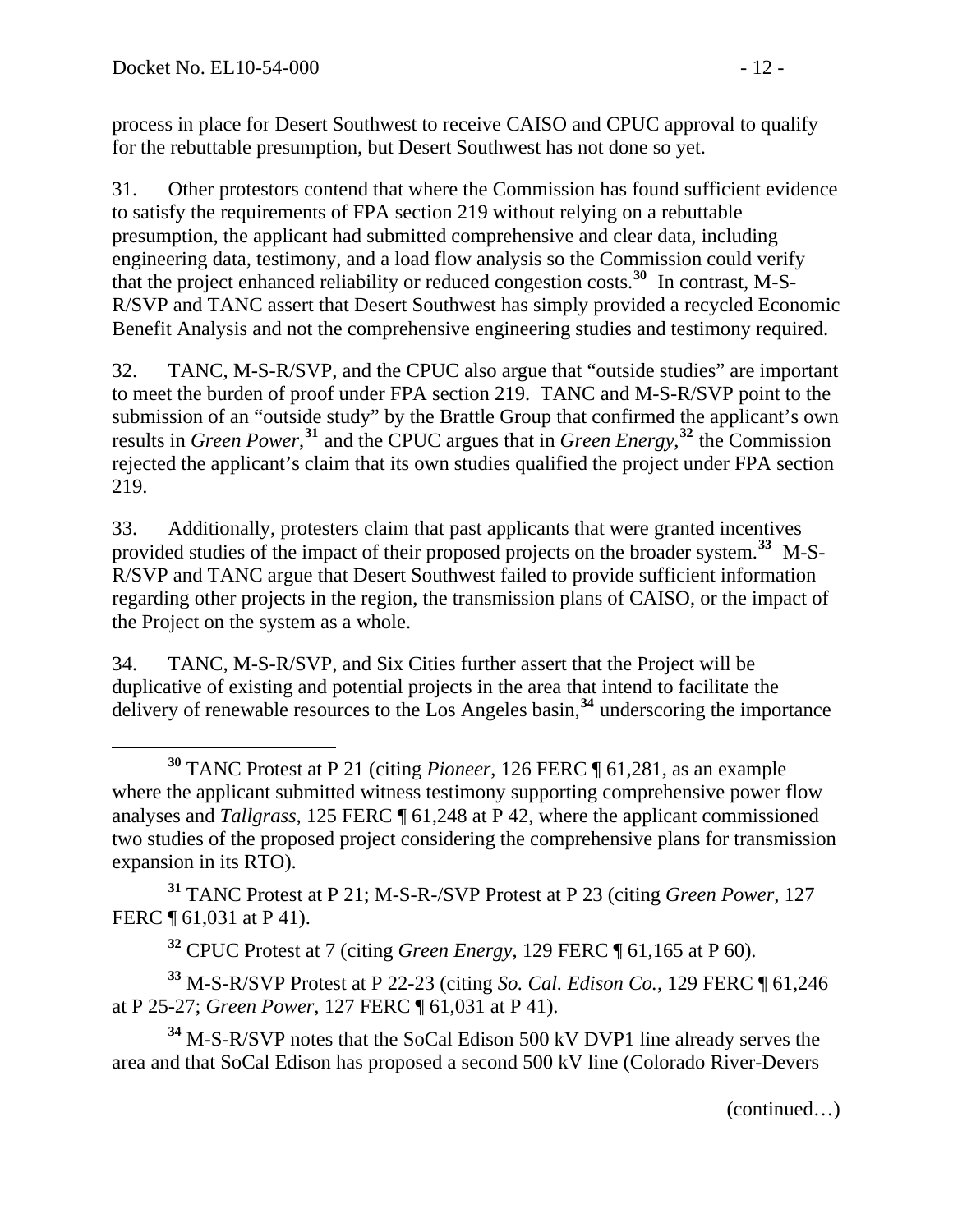process in place for Desert Southwest to receive CAISO and CPUC approval to qualify for the rebuttable presumption, but Desert Southwest has not done so yet.

31. Other protestors contend that where the Commission has found sufficient evidence to satisfy the requirements of FPA section 219 without relying on a rebuttable presumption, the applicant had submitted comprehensive and clear data, including engineering data, testimony, and a load flow analysis so the Commission could verify that the project enhanced reliability or reduced congestion costs.[30] In contrast, M-S-R/SVP and TANC assert that Desert Southwest has simply provided a recycled Economic Benefit Analysis and not the comprehensive engineering studies and testimony required.

32. TANC, M-S-R/SVP, and the CPUC also argue that "outside studies" are important to meet the burden of proof under FPA section 219. TANC and M-S-R/SVP point to the submission of an "outside study" by the Brattle Group that confirmed the applicant's own results in *Green Power*,[31] and the CPUC argues that in *Green Energy*,[32] the Commission rejected the applicant's claim that its own studies qualified the project under FPA section 219.

33. Additionally, protesters claim that past applicants that were granted incentives provided studies of the impact of their proposed projects on the broader system.[33] M-S-R/SVP and TANC argue that Desert Southwest failed to provide sufficient information regarding other projects in the region, the transmission plans of CAISO, or the impact of the Project on the system as a whole.

34. TANC, M-S-R/SVP, and Six Cities further assert that the Project will be duplicative of existing and potential projects in the area that intend to facilitate the delivery of renewable resources to the Los Angeles basin,[34] underscoring the importance

---

[30] TANC Protest at P 21 (citing *Pioneer*, 126 FERC ¶ 61,281, as an example where the applicant submitted witness testimony supporting comprehensive power flow analyses and *Tallgrass*, 125 FERC ¶ 61,248 at P 42, where the applicant commissioned two studies of the proposed project considering the comprehensive plans for transmission expansion in its RTO).

[31] TANC Protest at P 21; M-S-R-/SVP Protest at P 23 (citing *Green Power*, 127 FERC ¶ 61,031 at P 41).

[32] CPUC Protest at 7 (citing *Green Energy*, 129 FERC ¶ 61,165 at P 60).

[33] M-S-R/SVP Protest at P 22-23 (citing *So. Cal. Edison Co.*, 129 FERC ¶ 61,246 at P 25-27; *Green Power*, 127 FERC ¶ 61,031 at P 41).

[34] M-S-R/SVP notes that the SoCal Edison 500 kV DVP1 line already serves the area and that SoCal Edison has proposed a second 500 kV line (Colorado River-Devers

(continued…)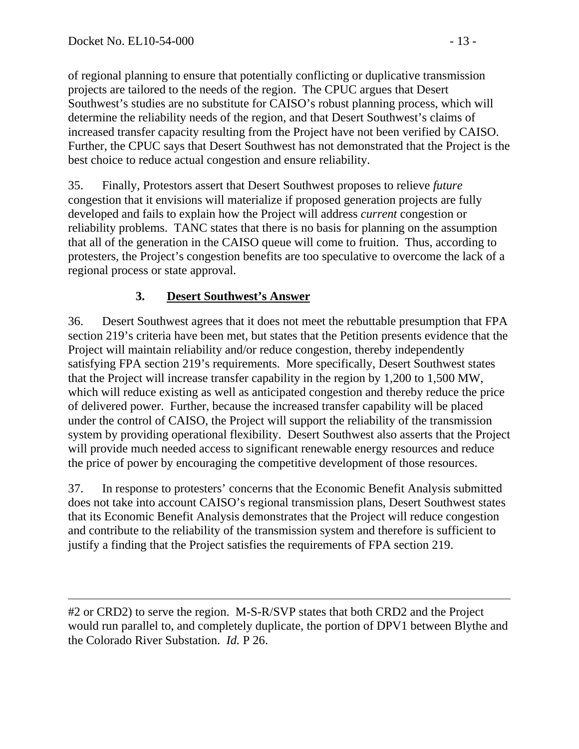of regional planning to ensure that potentially conflicting or duplicative transmission projects are tailored to the needs of the region. The CPUC argues that Desert Southwest's studies are no substitute for CAISO's robust planning process, which will determine the reliability needs of the region, and that Desert Southwest's claims of increased transfer capacity resulting from the Project have not been verified by CAISO. Further, the CPUC says that Desert Southwest has not demonstrated that the Project is the best choice to reduce actual congestion and ensure reliability.

35. Finally, Protestors assert that Desert Southwest proposes to relieve *future* congestion that it envisions will materialize if proposed generation projects are fully developed and fails to explain how the Project will address *current* congestion or reliability problems. TANC states that there is no basis for planning on the assumption that all of the generation in the CAISO queue will come to fruition. Thus, according to protesters, the Project's congestion benefits are too speculative to overcome the lack of a regional process or state approval.

### 3. Desert Southwest's Answer

36. Desert Southwest agrees that it does not meet the rebuttable presumption that FPA section 219's criteria have been met, but states that the Petition presents evidence that the Project will maintain reliability and/or reduce congestion, thereby independently satisfying FPA section 219's requirements. More specifically, Desert Southwest states that the Project will increase transfer capability in the region by 1,200 to 1,500 MW, which will reduce existing as well as anticipated congestion and thereby reduce the price of delivered power. Further, because the increased transfer capability will be placed under the control of CAISO, the Project will support the reliability of the transmission system by providing operational flexibility. Desert Southwest also asserts that the Project will provide much needed access to significant renewable energy resources and reduce the price of power by encouraging the competitive development of those resources.

37. In response to protesters' concerns that the Economic Benefit Analysis submitted does not take into account CAISO's regional transmission plans, Desert Southwest states that its Economic Benefit Analysis demonstrates that the Project will reduce congestion and contribute to the reliability of the transmission system and therefore is sufficient to justify a finding that the Project satisfies the requirements of FPA section 219.

---

#2 or CRD2) to serve the region. M-S-R/SVP states that both CRD2 and the Project would run parallel to, and completely duplicate, the portion of DPV1 between Blythe and the Colorado River Substation. *Id.* P 26.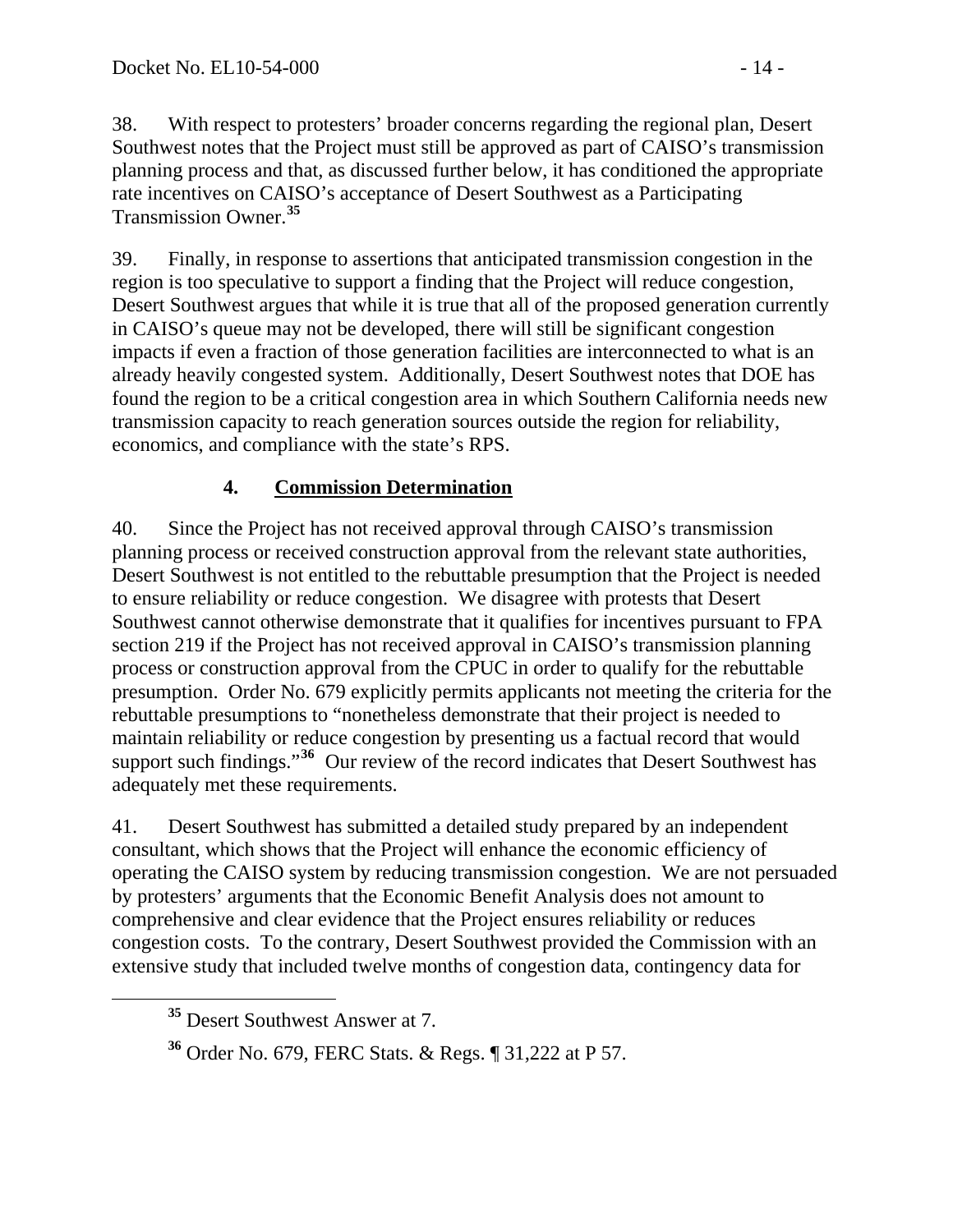38. With respect to protesters' broader concerns regarding the regional plan, Desert Southwest notes that the Project must still be approved as part of CAISO's transmission planning process and that, as discussed further below, it has conditioned the appropriate rate incentives on CAISO's acceptance of Desert Southwest as a Participating Transmission Owner.[35]

39. Finally, in response to assertions that anticipated transmission congestion in the region is too speculative to support a finding that the Project will reduce congestion, Desert Southwest argues that while it is true that all of the proposed generation currently in CAISO's queue may not be developed, there will still be significant congestion impacts if even a fraction of those generation facilities are interconnected to what is an already heavily congested system. Additionally, Desert Southwest notes that DOE has found the region to be a critical congestion area in which Southern California needs new transmission capacity to reach generation sources outside the region for reliability, economics, and compliance with the state's RPS.

### 4. Commission Determination

40. Since the Project has not received approval through CAISO's transmission planning process or received construction approval from the relevant state authorities, Desert Southwest is not entitled to the rebuttable presumption that the Project is needed to ensure reliability or reduce congestion. We disagree with protests that Desert Southwest cannot otherwise demonstrate that it qualifies for incentives pursuant to FPA section 219 if the Project has not received approval in CAISO's transmission planning process or construction approval from the CPUC in order to qualify for the rebuttable presumption. Order No. 679 explicitly permits applicants not meeting the criteria for the rebuttable presumptions to "nonetheless demonstrate that their project is needed to maintain reliability or reduce congestion by presenting us a factual record that would support such findings."[36] Our review of the record indicates that Desert Southwest has adequately met these requirements.

41. Desert Southwest has submitted a detailed study prepared by an independent consultant, which shows that the Project will enhance the economic efficiency of operating the CAISO system by reducing transmission congestion. We are not persuaded by protesters' arguments that the Economic Benefit Analysis does not amount to comprehensive and clear evidence that the Project ensures reliability or reduces congestion costs. To the contrary, Desert Southwest provided the Commission with an extensive study that included twelve months of congestion data, contingency data for

---

[35] Desert Southwest Answer at 7.

[36] Order No. 679, FERC Stats. & Regs. ¶ 31,222 at P 57.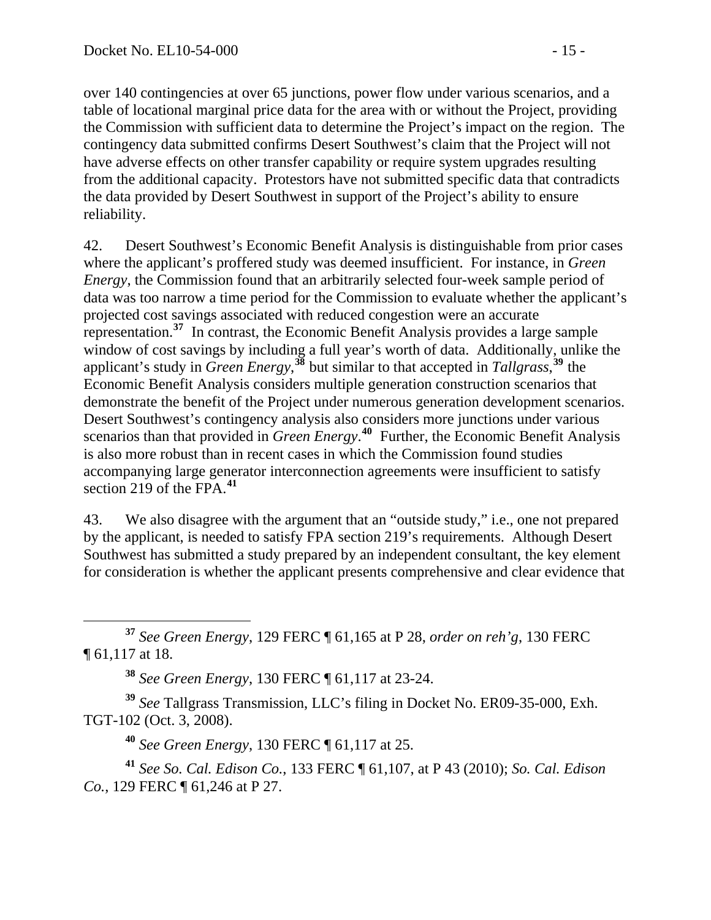over 140 contingencies at over 65 junctions, power flow under various scenarios, and a table of locational marginal price data for the area with or without the Project, providing the Commission with sufficient data to determine the Project's impact on the region. The contingency data submitted confirms Desert Southwest's claim that the Project will not have adverse effects on other transfer capability or require system upgrades resulting from the additional capacity. Protestors have not submitted specific data that contradicts the data provided by Desert Southwest in support of the Project's ability to ensure reliability.

42. Desert Southwest's Economic Benefit Analysis is distinguishable from prior cases where the applicant's proffered study was deemed insufficient. For instance, in *Green Energy*, the Commission found that an arbitrarily selected four-week sample period of data was too narrow a time period for the Commission to evaluate whether the applicant's projected cost savings associated with reduced congestion were an accurate representation.[37] In contrast, the Economic Benefit Analysis provides a large sample window of cost savings by including a full year's worth of data. Additionally, unlike the applicant's study in *Green Energy*,[38] but similar to that accepted in *Tallgrass*,[39] the Economic Benefit Analysis considers multiple generation construction scenarios that demonstrate the benefit of the Project under numerous generation development scenarios. Desert Southwest's contingency analysis also considers more junctions under various scenarios than that provided in *Green Energy*.[40] Further, the Economic Benefit Analysis is also more robust than in recent cases in which the Commission found studies accompanying large generator interconnection agreements were insufficient to satisfy section 219 of the FPA.[41]

43. We also disagree with the argument that an "outside study," i.e., one not prepared by the applicant, is needed to satisfy FPA section 219's requirements. Although Desert Southwest has submitted a study prepared by an independent consultant, the key element for consideration is whether the applicant presents comprehensive and clear evidence that

---

[37] *See Green Energy*, 129 FERC ¶ 61,165 at P 28, *order on reh'g*, 130 FERC ¶ 61,117 at 18.

[38] *See Green Energy*, 130 FERC ¶ 61,117 at 23-24.

[39] *See* Tallgrass Transmission, LLC's filing in Docket No. ER09-35-000, Exh. TGT-102 (Oct. 3, 2008).

[40] *See Green Energy*, 130 FERC ¶ 61,117 at 25.

[41] *See So. Cal. Edison Co.*, 133 FERC ¶ 61,107, at P 43 (2010); *So. Cal. Edison Co.*, 129 FERC ¶ 61,246 at P 27.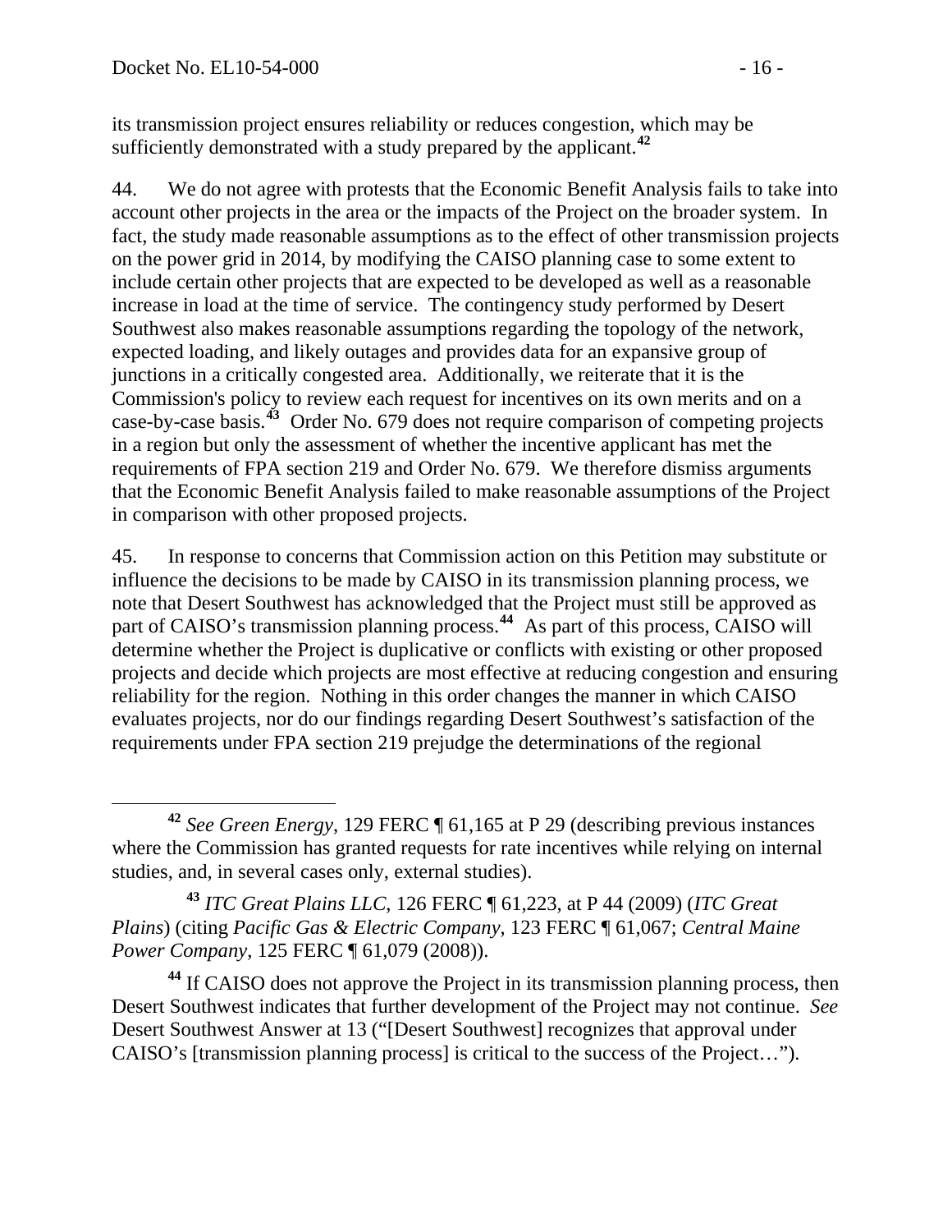its transmission project ensures reliability or reduces congestion, which may be sufficiently demonstrated with a study prepared by the applicant.[42]

44. We do not agree with protests that the Economic Benefit Analysis fails to take into account other projects in the area or the impacts of the Project on the broader system. In fact, the study made reasonable assumptions as to the effect of other transmission projects on the power grid in 2014, by modifying the CAISO planning case to some extent to include certain other projects that are expected to be developed as well as a reasonable increase in load at the time of service. The contingency study performed by Desert Southwest also makes reasonable assumptions regarding the topology of the network, expected loading, and likely outages and provides data for an expansive group of junctions in a critically congested area. Additionally, we reiterate that it is the Commission's policy to review each request for incentives on its own merits and on a case-by-case basis.[43] Order No. 679 does not require comparison of competing projects in a region but only the assessment of whether the incentive applicant has met the requirements of FPA section 219 and Order No. 679. We therefore dismiss arguments that the Economic Benefit Analysis failed to make reasonable assumptions of the Project in comparison with other proposed projects.

45. In response to concerns that Commission action on this Petition may substitute or influence the decisions to be made by CAISO in its transmission planning process, we note that Desert Southwest has acknowledged that the Project must still be approved as part of CAISO's transmission planning process.[44] As part of this process, CAISO will determine whether the Project is duplicative or conflicts with existing or other proposed projects and decide which projects are most effective at reducing congestion and ensuring reliability for the region. Nothing in this order changes the manner in which CAISO evaluates projects, nor do our findings regarding Desert Southwest's satisfaction of the requirements under FPA section 219 prejudge the determinations of the regional

---

[42] *See Green Energy*, 129 FERC ¶ 61,165 at P 29 (describing previous instances where the Commission has granted requests for rate incentives while relying on internal studies, and, in several cases only, external studies).

[43] *ITC Great Plains LLC*, 126 FERC ¶ 61,223, at P 44 (2009) (*ITC Great Plains*) (citing *Pacific Gas & Electric Company*, 123 FERC ¶ 61,067; *Central Maine Power Company*, 125 FERC ¶ 61,079 (2008)).

[44] If CAISO does not approve the Project in its transmission planning process, then Desert Southwest indicates that further development of the Project may not continue. *See* Desert Southwest Answer at 13 ("[Desert Southwest] recognizes that approval under CAISO's [transmission planning process] is critical to the success of the Project…").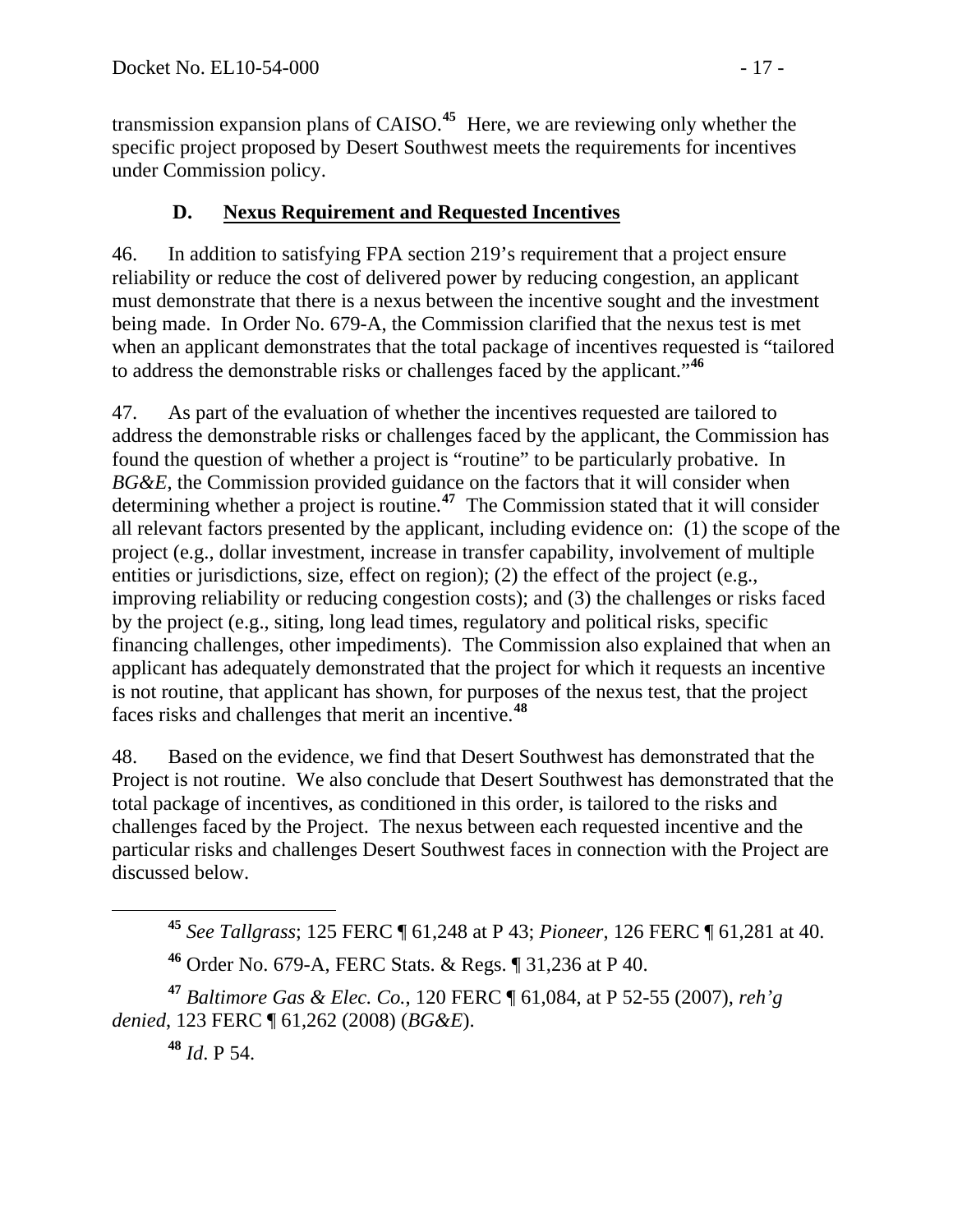transmission expansion plans of CAISO.[45] Here, we are reviewing only whether the specific project proposed by Desert Southwest meets the requirements for incentives under Commission policy.

### D. Nexus Requirement and Requested Incentives

46. In addition to satisfying FPA section 219's requirement that a project ensure reliability or reduce the cost of delivered power by reducing congestion, an applicant must demonstrate that there is a nexus between the incentive sought and the investment being made. In Order No. 679-A, the Commission clarified that the nexus test is met when an applicant demonstrates that the total package of incentives requested is "tailored to address the demonstrable risks or challenges faced by the applicant."[46]

47. As part of the evaluation of whether the incentives requested are tailored to address the demonstrable risks or challenges faced by the applicant, the Commission has found the question of whether a project is "routine" to be particularly probative. In *BG&E*, the Commission provided guidance on the factors that it will consider when determining whether a project is routine.[47] The Commission stated that it will consider all relevant factors presented by the applicant, including evidence on: (1) the scope of the project (e.g., dollar investment, increase in transfer capability, involvement of multiple entities or jurisdictions, size, effect on region); (2) the effect of the project (e.g., improving reliability or reducing congestion costs); and (3) the challenges or risks faced by the project (e.g., siting, long lead times, regulatory and political risks, specific financing challenges, other impediments). The Commission also explained that when an applicant has adequately demonstrated that the project for which it requests an incentive is not routine, that applicant has shown, for purposes of the nexus test, that the project faces risks and challenges that merit an incentive.[48]

48. Based on the evidence, we find that Desert Southwest has demonstrated that the Project is not routine. We also conclude that Desert Southwest has demonstrated that the total package of incentives, as conditioned in this order, is tailored to the risks and challenges faced by the Project. The nexus between each requested incentive and the particular risks and challenges Desert Southwest faces in connection with the Project are discussed below.

---

[45] *See Tallgrass*; 125 FERC ¶ 61,248 at P 43; *Pioneer*, 126 FERC ¶ 61,281 at 40.

[46] Order No. 679-A, FERC Stats. & Regs. ¶ 31,236 at P 40.

[47] *Baltimore Gas & Elec. Co.*, 120 FERC ¶ 61,084, at P 52-55 (2007), *reh'g denied*, 123 FERC ¶ 61,262 (2008) (*BG&E*).

[48] *Id*. P 54.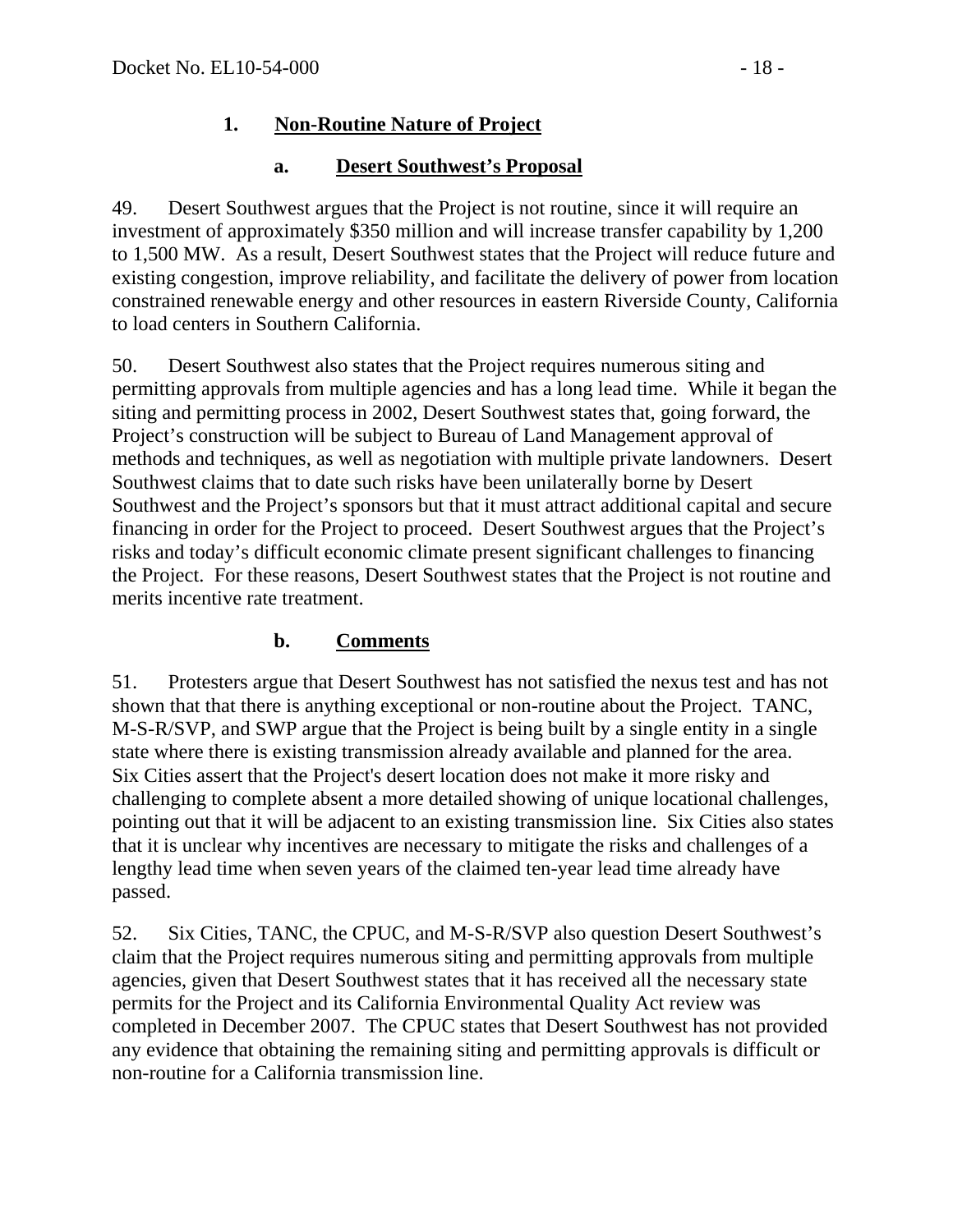### 1. Non-Routine Nature of Project

#### a. Desert Southwest's Proposal

49. Desert Southwest argues that the Project is not routine, since it will require an investment of approximately \$350 million and will increase transfer capability by 1,200 to 1,500 MW. As a result, Desert Southwest states that the Project will reduce future and existing congestion, improve reliability, and facilitate the delivery of power from location constrained renewable energy and other resources in eastern Riverside County, California to load centers in Southern California.

50. Desert Southwest also states that the Project requires numerous siting and permitting approvals from multiple agencies and has a long lead time. While it began the siting and permitting process in 2002, Desert Southwest states that, going forward, the Project's construction will be subject to Bureau of Land Management approval of methods and techniques, as well as negotiation with multiple private landowners. Desert Southwest claims that to date such risks have been unilaterally borne by Desert Southwest and the Project's sponsors but that it must attract additional capital and secure financing in order for the Project to proceed. Desert Southwest argues that the Project's risks and today's difficult economic climate present significant challenges to financing the Project. For these reasons, Desert Southwest states that the Project is not routine and merits incentive rate treatment.

#### b. Comments

51. Protesters argue that Desert Southwest has not satisfied the nexus test and has not shown that that there is anything exceptional or non-routine about the Project. TANC, M-S-R/SVP, and SWP argue that the Project is being built by a single entity in a single state where there is existing transmission already available and planned for the area. Six Cities assert that the Project's desert location does not make it more risky and challenging to complete absent a more detailed showing of unique locational challenges, pointing out that it will be adjacent to an existing transmission line. Six Cities also states that it is unclear why incentives are necessary to mitigate the risks and challenges of a lengthy lead time when seven years of the claimed ten-year lead time already have passed.

52. Six Cities, TANC, the CPUC, and M-S-R/SVP also question Desert Southwest's claim that the Project requires numerous siting and permitting approvals from multiple agencies, given that Desert Southwest states that it has received all the necessary state permits for the Project and its California Environmental Quality Act review was completed in December 2007. The CPUC states that Desert Southwest has not provided any evidence that obtaining the remaining siting and permitting approvals is difficult or non-routine for a California transmission line.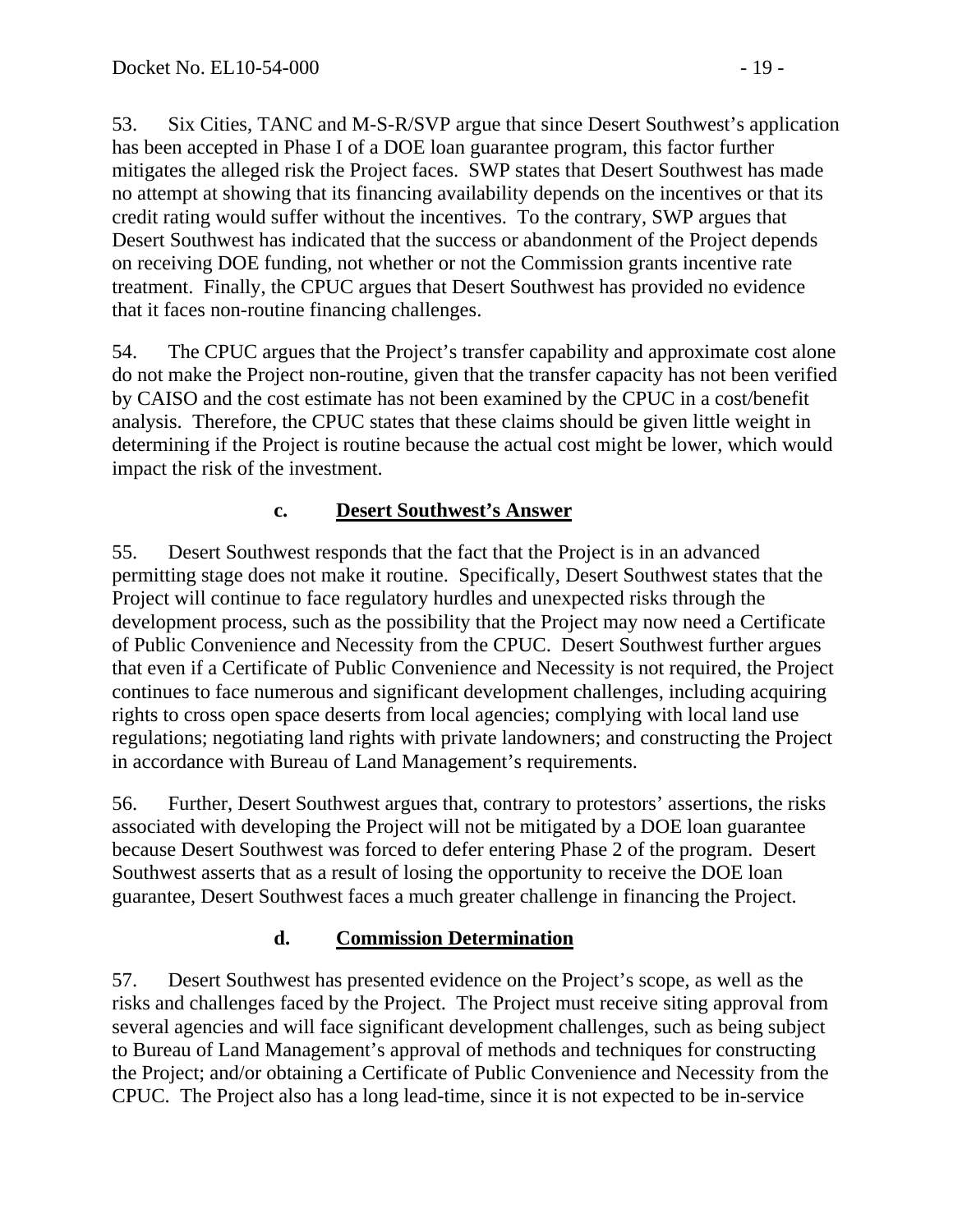53. Six Cities, TANC and M-S-R/SVP argue that since Desert Southwest's application has been accepted in Phase I of a DOE loan guarantee program, this factor further mitigates the alleged risk the Project faces. SWP states that Desert Southwest has made no attempt at showing that its financing availability depends on the incentives or that its credit rating would suffer without the incentives. To the contrary, SWP argues that Desert Southwest has indicated that the success or abandonment of the Project depends on receiving DOE funding, not whether or not the Commission grants incentive rate treatment. Finally, the CPUC argues that Desert Southwest has provided no evidence that it faces non-routine financing challenges.

54. The CPUC argues that the Project's transfer capability and approximate cost alone do not make the Project non-routine, given that the transfer capacity has not been verified by CAISO and the cost estimate has not been examined by the CPUC in a cost/benefit analysis. Therefore, the CPUC states that these claims should be given little weight in determining if the Project is routine because the actual cost might be lower, which would impact the risk of the investment.

### c. <u>Desert Southwest's Answer</u>

55. Desert Southwest responds that the fact that the Project is in an advanced permitting stage does not make it routine. Specifically, Desert Southwest states that the Project will continue to face regulatory hurdles and unexpected risks through the development process, such as the possibility that the Project may now need a Certificate of Public Convenience and Necessity from the CPUC. Desert Southwest further argues that even if a Certificate of Public Convenience and Necessity is not required, the Project continues to face numerous and significant development challenges, including acquiring rights to cross open space deserts from local agencies; complying with local land use regulations; negotiating land rights with private landowners; and constructing the Project in accordance with Bureau of Land Management's requirements.

56. Further, Desert Southwest argues that, contrary to protestors' assertions, the risks associated with developing the Project will not be mitigated by a DOE loan guarantee because Desert Southwest was forced to defer entering Phase 2 of the program. Desert Southwest asserts that as a result of losing the opportunity to receive the DOE loan guarantee, Desert Southwest faces a much greater challenge in financing the Project.

### d. <u>Commission Determination</u>

57. Desert Southwest has presented evidence on the Project's scope, as well as the risks and challenges faced by the Project. The Project must receive siting approval from several agencies and will face significant development challenges, such as being subject to Bureau of Land Management's approval of methods and techniques for constructing the Project; and/or obtaining a Certificate of Public Convenience and Necessity from the CPUC. The Project also has a long lead-time, since it is not expected to be in-service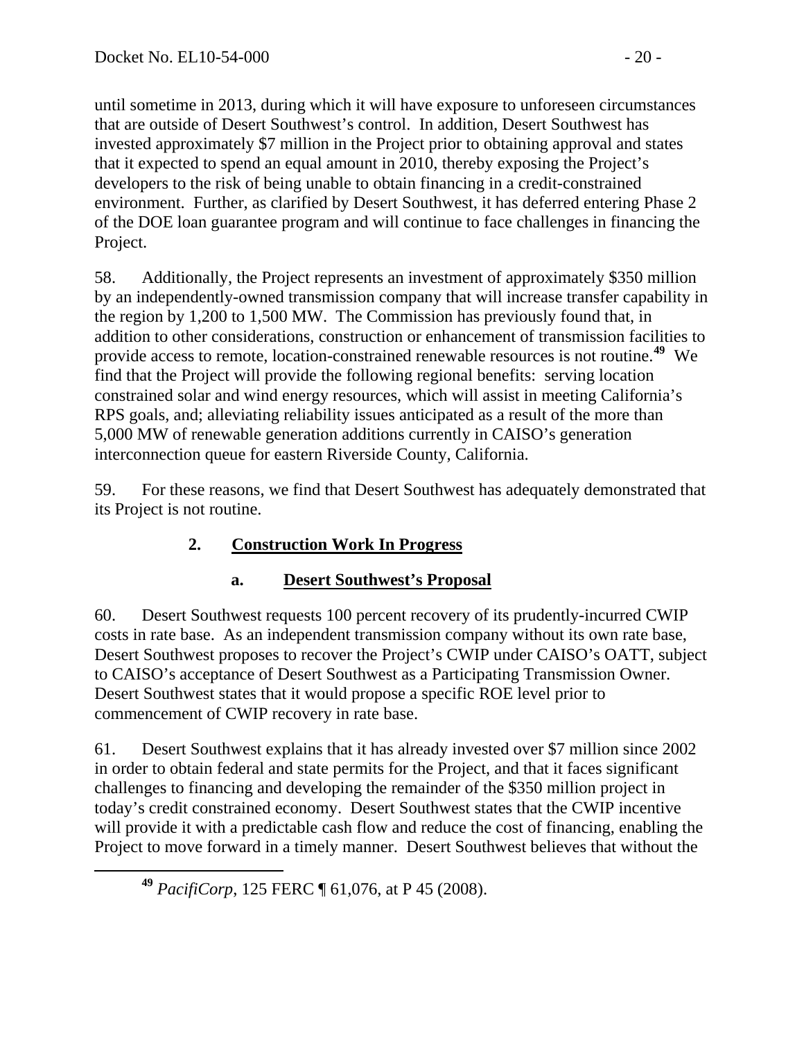until sometime in 2013, during which it will have exposure to unforeseen circumstances that are outside of Desert Southwest's control. In addition, Desert Southwest has invested approximately $7 million in the Project prior to obtaining approval and states that it expected to spend an equal amount in 2010, thereby exposing the Project's developers to the risk of being unable to obtain financing in a credit-constrained environment. Further, as clarified by Desert Southwest, it has deferred entering Phase 2 of the DOE loan guarantee program and will continue to face challenges in financing the Project.

58. Additionally, the Project represents an investment of approximately $350 million by an independently-owned transmission company that will increase transfer capability in the region by 1,200 to 1,500 MW. The Commission has previously found that, in addition to other considerations, construction or enhancement of transmission facilities to provide access to remote, location-constrained renewable resources is not routine.[49] We find that the Project will provide the following regional benefits: serving location constrained solar and wind energy resources, which will assist in meeting California's RPS goals, and; alleviating reliability issues anticipated as a result of the more than 5,000 MW of renewable generation additions currently in CAISO's generation interconnection queue for eastern Riverside County, California.

59. For these reasons, we find that Desert Southwest has adequately demonstrated that its Project is not routine.

### 2. Construction Work In Progress

#### a. Desert Southwest's Proposal

60. Desert Southwest requests 100 percent recovery of its prudently-incurred CWIP costs in rate base. As an independent transmission company without its own rate base, Desert Southwest proposes to recover the Project's CWIP under CAISO's OATT, subject to CAISO's acceptance of Desert Southwest as a Participating Transmission Owner. Desert Southwest states that it would propose a specific ROE level prior to commencement of CWIP recovery in rate base.

61. Desert Southwest explains that it has already invested over $7 million since 2002 in order to obtain federal and state permits for the Project, and that it faces significant challenges to financing and developing the remainder of the $350 million project in today's credit constrained economy. Desert Southwest states that the CWIP incentive will provide it with a predictable cash flow and reduce the cost of financing, enabling the Project to move forward in a timely manner. Desert Southwest believes that without the

[49] *PacifiCorp*, 125 FERC ¶ 61,076, at P 45 (2008).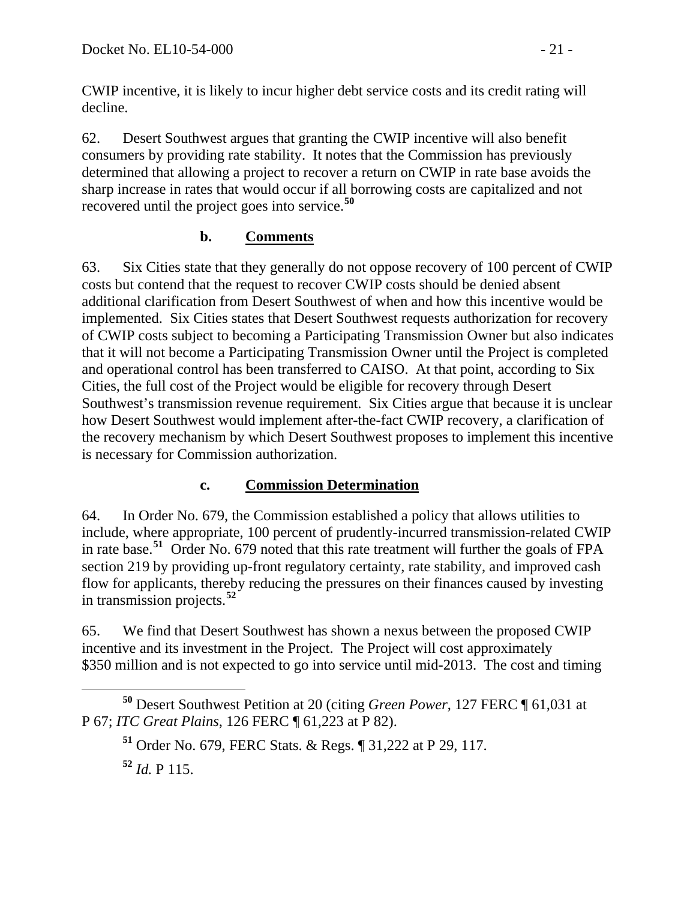CWIP incentive, it is likely to incur higher debt service costs and its credit rating will decline.

62. Desert Southwest argues that granting the CWIP incentive will also benefit consumers by providing rate stability. It notes that the Commission has previously determined that allowing a project to recover a return on CWIP in rate base avoids the sharp increase in rates that would occur if all borrowing costs are capitalized and not recovered until the project goes into service.[50]

### b. Comments

63. Six Cities state that they generally do not oppose recovery of 100 percent of CWIP costs but contend that the request to recover CWIP costs should be denied absent additional clarification from Desert Southwest of when and how this incentive would be implemented. Six Cities states that Desert Southwest requests authorization for recovery of CWIP costs subject to becoming a Participating Transmission Owner but also indicates that it will not become a Participating Transmission Owner until the Project is completed and operational control has been transferred to CAISO. At that point, according to Six Cities, the full cost of the Project would be eligible for recovery through Desert Southwest's transmission revenue requirement. Six Cities argue that because it is unclear how Desert Southwest would implement after-the-fact CWIP recovery, a clarification of the recovery mechanism by which Desert Southwest proposes to implement this incentive is necessary for Commission authorization.

### c. Commission Determination

64. In Order No. 679, the Commission established a policy that allows utilities to include, where appropriate, 100 percent of prudently-incurred transmission-related CWIP in rate base.[51] Order No. 679 noted that this rate treatment will further the goals of FPA section 219 by providing up-front regulatory certainty, rate stability, and improved cash flow for applicants, thereby reducing the pressures on their finances caused by investing in transmission projects.[52]

65. We find that Desert Southwest has shown a nexus between the proposed CWIP incentive and its investment in the Project. The Project will cost approximately $350 million and is not expected to go into service until mid-2013. The cost and timing

---

[50] Desert Southwest Petition at 20 (citing *Green Power*, 127 FERC ¶ 61,031 at P 67; *ITC Great Plains*, 126 FERC ¶ 61,223 at P 82).

[51] Order No. 679, FERC Stats. & Regs. ¶ 31,222 at P 29, 117.

[52] *Id.* P 115.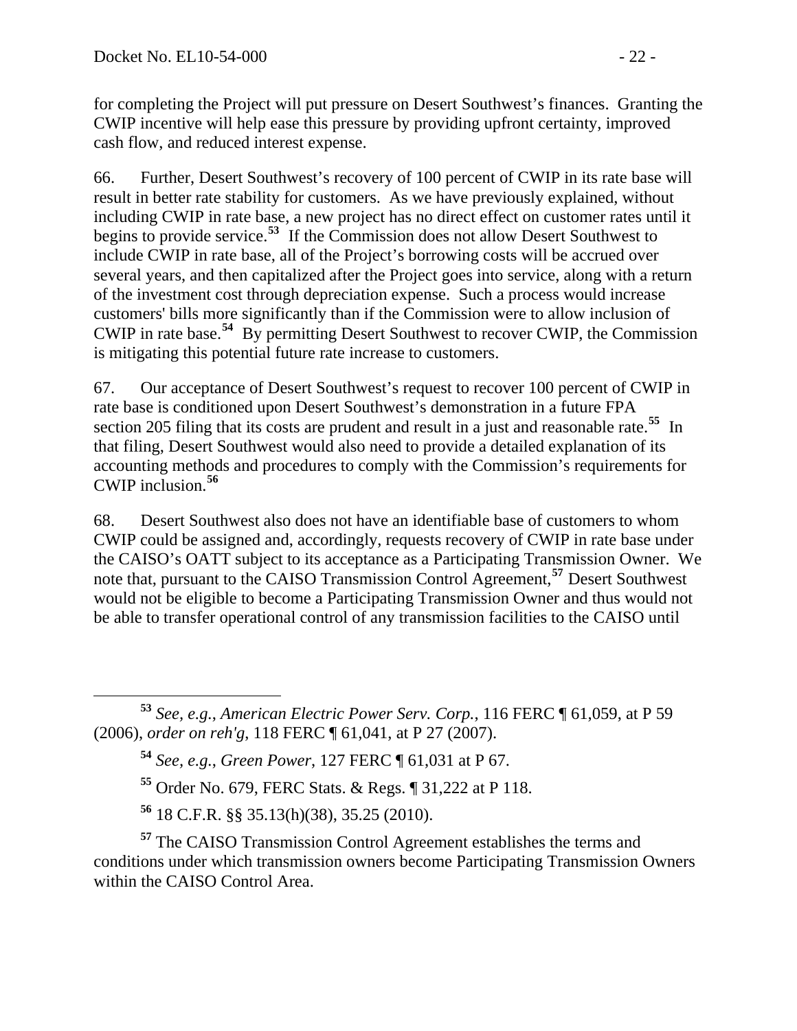for completing the Project will put pressure on Desert Southwest's finances. Granting the CWIP incentive will help ease this pressure by providing upfront certainty, improved cash flow, and reduced interest expense.

66. Further, Desert Southwest's recovery of 100 percent of CWIP in its rate base will result in better rate stability for customers. As we have previously explained, without including CWIP in rate base, a new project has no direct effect on customer rates until it begins to provide service.[53] If the Commission does not allow Desert Southwest to include CWIP in rate base, all of the Project's borrowing costs will be accrued over several years, and then capitalized after the Project goes into service, along with a return of the investment cost through depreciation expense. Such a process would increase customers' bills more significantly than if the Commission were to allow inclusion of CWIP in rate base.[54] By permitting Desert Southwest to recover CWIP, the Commission is mitigating this potential future rate increase to customers.

67. Our acceptance of Desert Southwest's request to recover 100 percent of CWIP in rate base is conditioned upon Desert Southwest's demonstration in a future FPA section 205 filing that its costs are prudent and result in a just and reasonable rate.[55] In that filing, Desert Southwest would also need to provide a detailed explanation of its accounting methods and procedures to comply with the Commission's requirements for CWIP inclusion.[56]

68. Desert Southwest also does not have an identifiable base of customers to whom CWIP could be assigned and, accordingly, requests recovery of CWIP in rate base under the CAISO's OATT subject to its acceptance as a Participating Transmission Owner. We note that, pursuant to the CAISO Transmission Control Agreement,[57] Desert Southwest would not be eligible to become a Participating Transmission Owner and thus would not be able to transfer operational control of any transmission facilities to the CAISO until

[53] *See, e.g.*, *American Electric Power Serv. Corp.*, 116 FERC ¶ 61,059, at P 59 (2006), *order on reh'g*, 118 FERC ¶ 61,041, at P 27 (2007).

[54] *See, e.g.*, *Green Power*, 127 FERC ¶ 61,031 at P 67.

[55] Order No. 679, FERC Stats. & Regs. ¶ 31,222 at P 118.

[56] 18 C.F.R. §§ 35.13(h)(38), 35.25 (2010).

[57] The CAISO Transmission Control Agreement establishes the terms and conditions under which transmission owners become Participating Transmission Owners within the CAISO Control Area.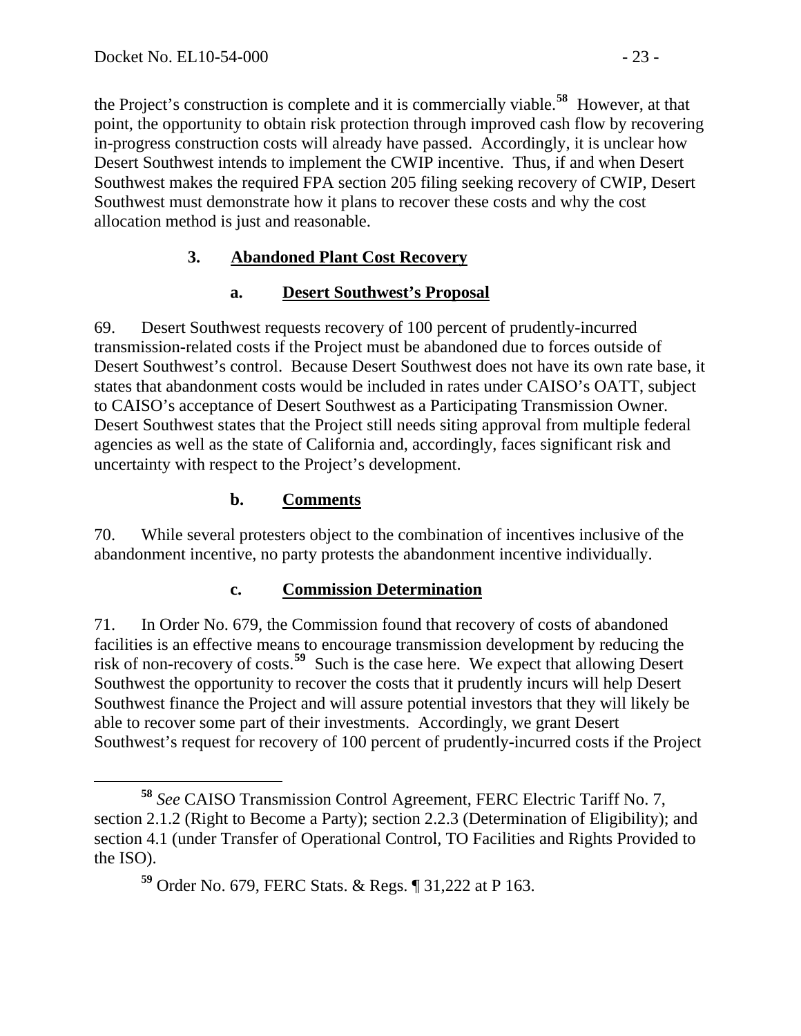the Project's construction is complete and it is commercially viable.[58] However, at that point, the opportunity to obtain risk protection through improved cash flow by recovering in-progress construction costs will already have passed. Accordingly, it is unclear how Desert Southwest intends to implement the CWIP incentive. Thus, if and when Desert Southwest makes the required FPA section 205 filing seeking recovery of CWIP, Desert Southwest must demonstrate how it plans to recover these costs and why the cost allocation method is just and reasonable.

### 3. Abandoned Plant Cost Recovery

#### a. Desert Southwest's Proposal

69. Desert Southwest requests recovery of 100 percent of prudently-incurred transmission-related costs if the Project must be abandoned due to forces outside of Desert Southwest's control. Because Desert Southwest does not have its own rate base, it states that abandonment costs would be included in rates under CAISO's OATT, subject to CAISO's acceptance of Desert Southwest as a Participating Transmission Owner. Desert Southwest states that the Project still needs siting approval from multiple federal agencies as well as the state of California and, accordingly, faces significant risk and uncertainty with respect to the Project's development.

#### b. Comments

70. While several protesters object to the combination of incentives inclusive of the abandonment incentive, no party protests the abandonment incentive individually.

#### c. Commission Determination

71. In Order No. 679, the Commission found that recovery of costs of abandoned facilities is an effective means to encourage transmission development by reducing the risk of non-recovery of costs.[59] Such is the case here. We expect that allowing Desert Southwest the opportunity to recover the costs that it prudently incurs will help Desert Southwest finance the Project and will assure potential investors that they will likely be able to recover some part of their investments. Accordingly, we grant Desert Southwest's request for recovery of 100 percent of prudently-incurred costs if the Project

---

[58] *See* CAISO Transmission Control Agreement, FERC Electric Tariff No. 7, section 2.1.2 (Right to Become a Party); section 2.2.3 (Determination of Eligibility); and section 4.1 (under Transfer of Operational Control, TO Facilities and Rights Provided to the ISO).

[59] Order No. 679, FERC Stats. & Regs. ¶ 31,222 at P 163.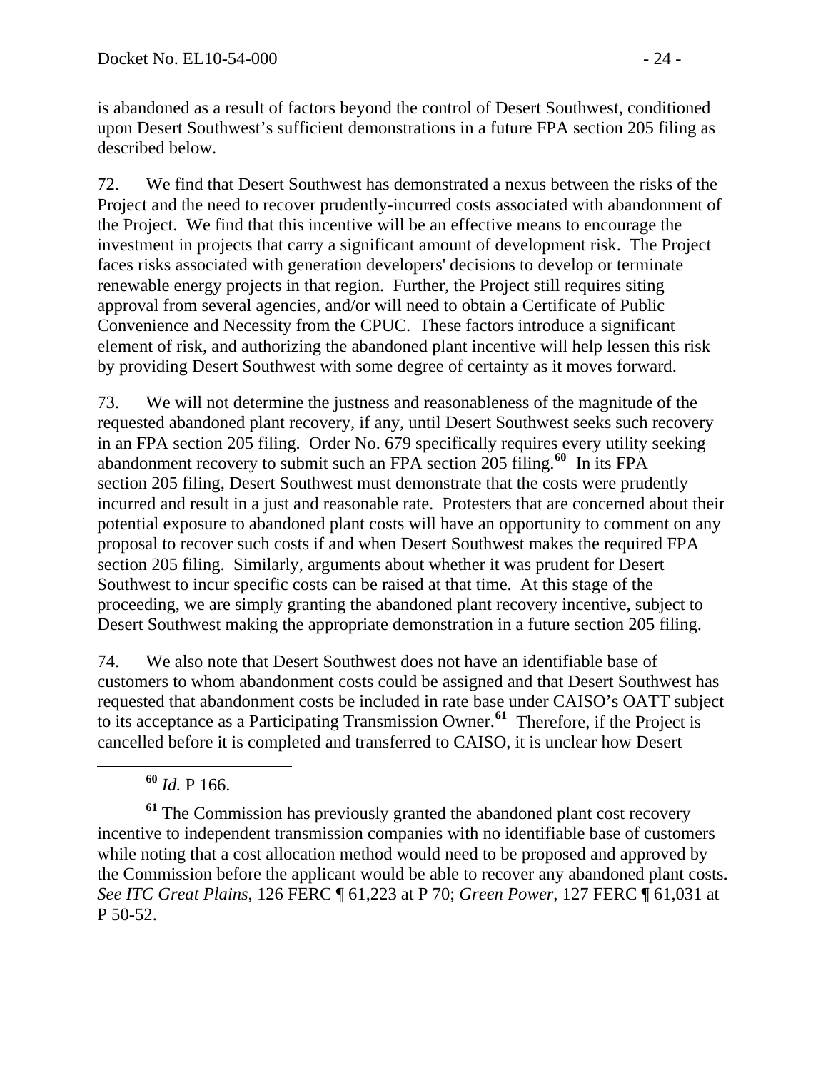is abandoned as a result of factors beyond the control of Desert Southwest, conditioned upon Desert Southwest's sufficient demonstrations in a future FPA section 205 filing as described below.

72. We find that Desert Southwest has demonstrated a nexus between the risks of the Project and the need to recover prudently-incurred costs associated with abandonment of the Project. We find that this incentive will be an effective means to encourage the investment in projects that carry a significant amount of development risk. The Project faces risks associated with generation developers' decisions to develop or terminate renewable energy projects in that region. Further, the Project still requires siting approval from several agencies, and/or will need to obtain a Certificate of Public Convenience and Necessity from the CPUC. These factors introduce a significant element of risk, and authorizing the abandoned plant incentive will help lessen this risk by providing Desert Southwest with some degree of certainty as it moves forward.

73. We will not determine the justness and reasonableness of the magnitude of the requested abandoned plant recovery, if any, until Desert Southwest seeks such recovery in an FPA section 205 filing. Order No. 679 specifically requires every utility seeking abandonment recovery to submit such an FPA section 205 filing.[60] In its FPA section 205 filing, Desert Southwest must demonstrate that the costs were prudently incurred and result in a just and reasonable rate. Protesters that are concerned about their potential exposure to abandoned plant costs will have an opportunity to comment on any proposal to recover such costs if and when Desert Southwest makes the required FPA section 205 filing. Similarly, arguments about whether it was prudent for Desert Southwest to incur specific costs can be raised at that time. At this stage of the proceeding, we are simply granting the abandoned plant recovery incentive, subject to Desert Southwest making the appropriate demonstration in a future section 205 filing.

74. We also note that Desert Southwest does not have an identifiable base of customers to whom abandonment costs could be assigned and that Desert Southwest has requested that abandonment costs be included in rate base under CAISO's OATT subject to its acceptance as a Participating Transmission Owner.[61] Therefore, if the Project is cancelled before it is completed and transferred to CAISO, it is unclear how Desert

---

[60] *Id.* P 166.

[61] The Commission has previously granted the abandoned plant cost recovery incentive to independent transmission companies with no identifiable base of customers while noting that a cost allocation method would need to be proposed and approved by the Commission before the applicant would be able to recover any abandoned plant costs. *See ITC Great Plains*, 126 FERC ¶ 61,223 at P 70; *Green Power*, 127 FERC ¶ 61,031 at P 50-52.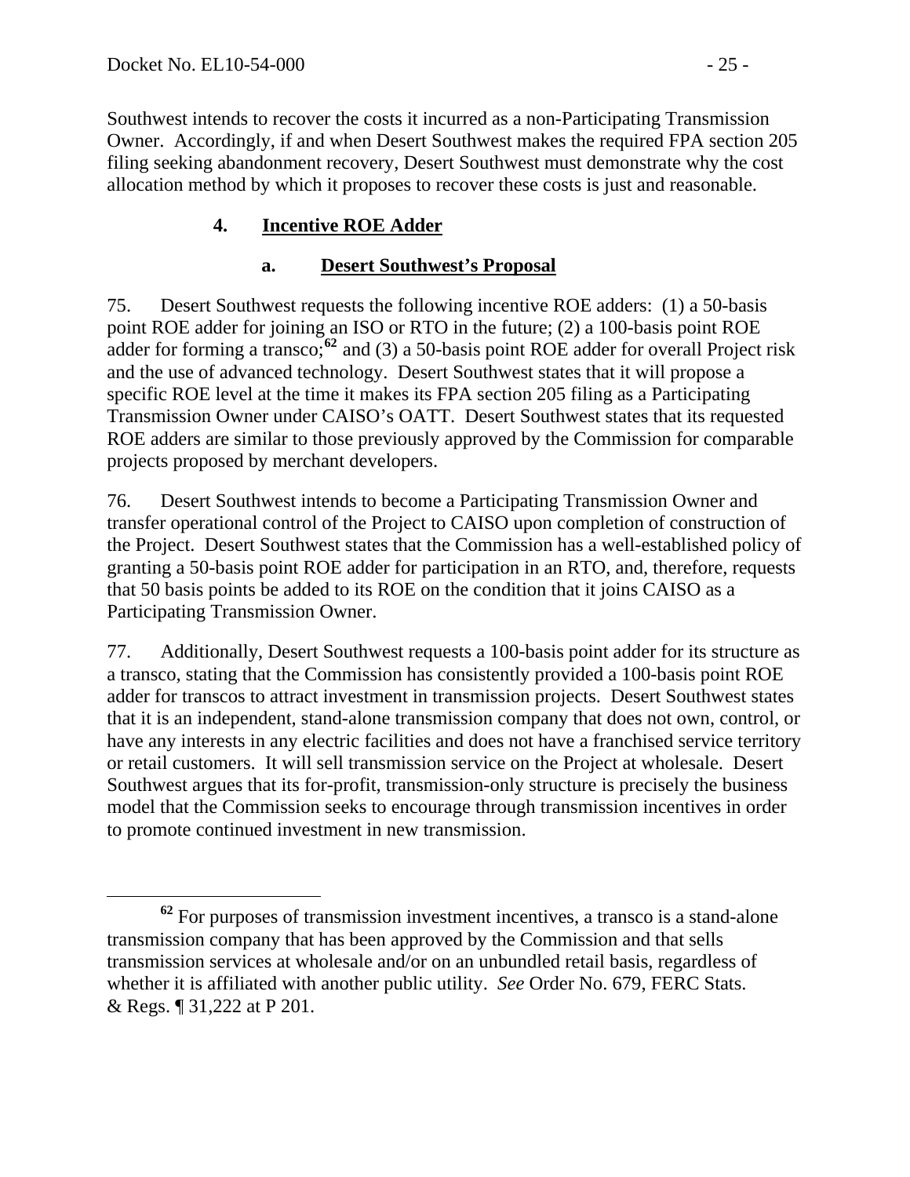Southwest intends to recover the costs it incurred as a non-Participating Transmission Owner. Accordingly, if and when Desert Southwest makes the required FPA section 205 filing seeking abandonment recovery, Desert Southwest must demonstrate why the cost allocation method by which it proposes to recover these costs is just and reasonable.

### 4. Incentive ROE Adder

#### a. Desert Southwest's Proposal

75. Desert Southwest requests the following incentive ROE adders: (1) a 50-basis point ROE adder for joining an ISO or RTO in the future; (2) a 100-basis point ROE adder for forming a transco;[62] and (3) a 50-basis point ROE adder for overall Project risk and the use of advanced technology. Desert Southwest states that it will propose a specific ROE level at the time it makes its FPA section 205 filing as a Participating Transmission Owner under CAISO's OATT. Desert Southwest states that its requested ROE adders are similar to those previously approved by the Commission for comparable projects proposed by merchant developers.

76. Desert Southwest intends to become a Participating Transmission Owner and transfer operational control of the Project to CAISO upon completion of construction of the Project. Desert Southwest states that the Commission has a well-established policy of granting a 50-basis point ROE adder for participation in an RTO, and, therefore, requests that 50 basis points be added to its ROE on the condition that it joins CAISO as a Participating Transmission Owner.

77. Additionally, Desert Southwest requests a 100-basis point adder for its structure as a transco, stating that the Commission has consistently provided a 100-basis point ROE adder for transcos to attract investment in transmission projects. Desert Southwest states that it is an independent, stand-alone transmission company that does not own, control, or have any interests in any electric facilities and does not have a franchised service territory or retail customers. It will sell transmission service on the Project at wholesale. Desert Southwest argues that its for-profit, transmission-only structure is precisely the business model that the Commission seeks to encourage through transmission incentives in order to promote continued investment in new transmission.

---

[62] For purposes of transmission investment incentives, a transco is a stand-alone transmission company that has been approved by the Commission and that sells transmission services at wholesale and/or on an unbundled retail basis, regardless of whether it is affiliated with another public utility. *See* Order No. 679, FERC Stats. & Regs. ¶ 31,222 at P 201.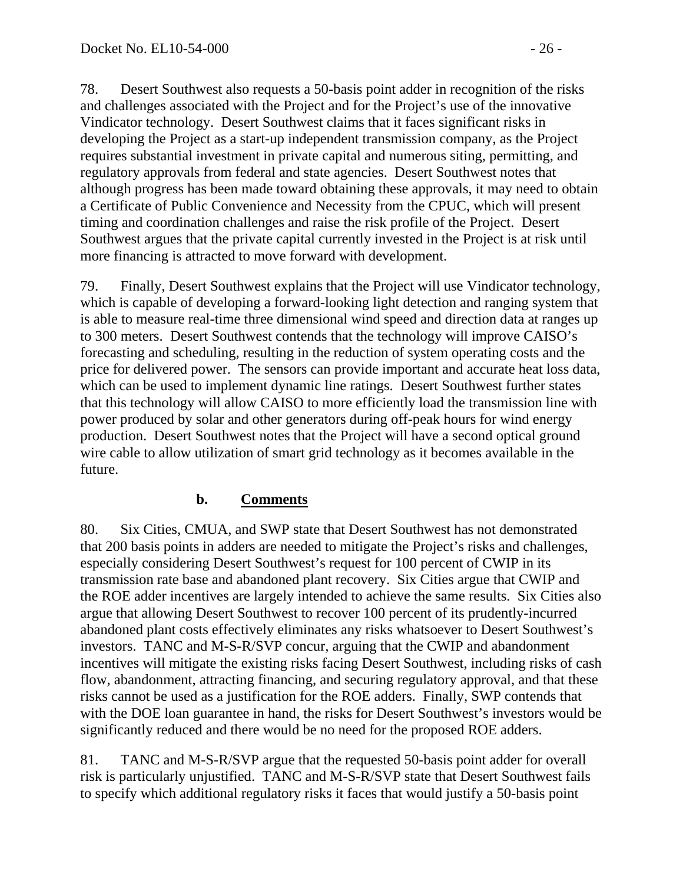78. Desert Southwest also requests a 50-basis point adder in recognition of the risks and challenges associated with the Project and for the Project's use of the innovative Vindicator technology. Desert Southwest claims that it faces significant risks in developing the Project as a start-up independent transmission company, as the Project requires substantial investment in private capital and numerous siting, permitting, and regulatory approvals from federal and state agencies. Desert Southwest notes that although progress has been made toward obtaining these approvals, it may need to obtain a Certificate of Public Convenience and Necessity from the CPUC, which will present timing and coordination challenges and raise the risk profile of the Project. Desert Southwest argues that the private capital currently invested in the Project is at risk until more financing is attracted to move forward with development.

79. Finally, Desert Southwest explains that the Project will use Vindicator technology, which is capable of developing a forward-looking light detection and ranging system that is able to measure real-time three dimensional wind speed and direction data at ranges up to 300 meters. Desert Southwest contends that the technology will improve CAISO's forecasting and scheduling, resulting in the reduction of system operating costs and the price for delivered power. The sensors can provide important and accurate heat loss data, which can be used to implement dynamic line ratings. Desert Southwest further states that this technology will allow CAISO to more efficiently load the transmission line with power produced by solar and other generators during off-peak hours for wind energy production. Desert Southwest notes that the Project will have a second optical ground wire cable to allow utilization of smart grid technology as it becomes available in the future.

### b. Comments

80. Six Cities, CMUA, and SWP state that Desert Southwest has not demonstrated that 200 basis points in adders are needed to mitigate the Project's risks and challenges, especially considering Desert Southwest's request for 100 percent of CWIP in its transmission rate base and abandoned plant recovery. Six Cities argue that CWIP and the ROE adder incentives are largely intended to achieve the same results. Six Cities also argue that allowing Desert Southwest to recover 100 percent of its prudently-incurred abandoned plant costs effectively eliminates any risks whatsoever to Desert Southwest's investors. TANC and M-S-R/SVP concur, arguing that the CWIP and abandonment incentives will mitigate the existing risks facing Desert Southwest, including risks of cash flow, abandonment, attracting financing, and securing regulatory approval, and that these risks cannot be used as a justification for the ROE adders. Finally, SWP contends that with the DOE loan guarantee in hand, the risks for Desert Southwest's investors would be significantly reduced and there would be no need for the proposed ROE adders.

81. TANC and M-S-R/SVP argue that the requested 50-basis point adder for overall risk is particularly unjustified. TANC and M-S-R/SVP state that Desert Southwest fails to specify which additional regulatory risks it faces that would justify a 50-basis point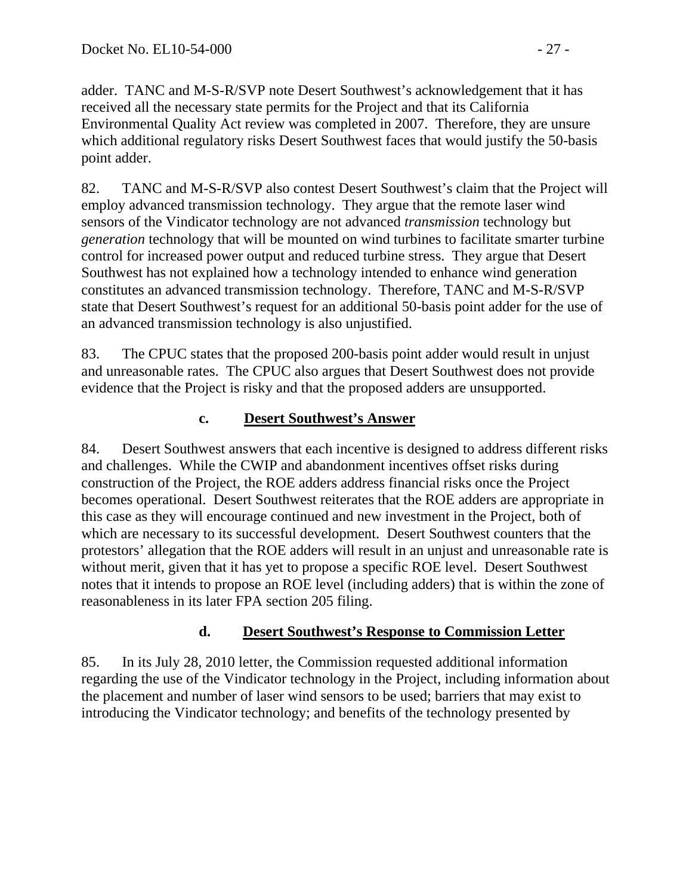adder. TANC and M-S-R/SVP note Desert Southwest's acknowledgement that it has received all the necessary state permits for the Project and that its California Environmental Quality Act review was completed in 2007. Therefore, they are unsure which additional regulatory risks Desert Southwest faces that would justify the 50-basis point adder.

82. TANC and M-S-R/SVP also contest Desert Southwest's claim that the Project will employ advanced transmission technology. They argue that the remote laser wind sensors of the Vindicator technology are not advanced *transmission* technology but *generation* technology that will be mounted on wind turbines to facilitate smarter turbine control for increased power output and reduced turbine stress. They argue that Desert Southwest has not explained how a technology intended to enhance wind generation constitutes an advanced transmission technology. Therefore, TANC and M-S-R/SVP state that Desert Southwest's request for an additional 50-basis point adder for the use of an advanced transmission technology is also unjustified.

83. The CPUC states that the proposed 200-basis point adder would result in unjust and unreasonable rates. The CPUC also argues that Desert Southwest does not provide evidence that the Project is risky and that the proposed adders are unsupported.

### c. Desert Southwest's Answer

84. Desert Southwest answers that each incentive is designed to address different risks and challenges. While the CWIP and abandonment incentives offset risks during construction of the Project, the ROE adders address financial risks once the Project becomes operational. Desert Southwest reiterates that the ROE adders are appropriate in this case as they will encourage continued and new investment in the Project, both of which are necessary to its successful development. Desert Southwest counters that the protestors' allegation that the ROE adders will result in an unjust and unreasonable rate is without merit, given that it has yet to propose a specific ROE level. Desert Southwest notes that it intends to propose an ROE level (including adders) that is within the zone of reasonableness in its later FPA section 205 filing.

### d. Desert Southwest's Response to Commission Letter

85. In its July 28, 2010 letter, the Commission requested additional information regarding the use of the Vindicator technology in the Project, including information about the placement and number of laser wind sensors to be used; barriers that may exist to introducing the Vindicator technology; and benefits of the technology presented by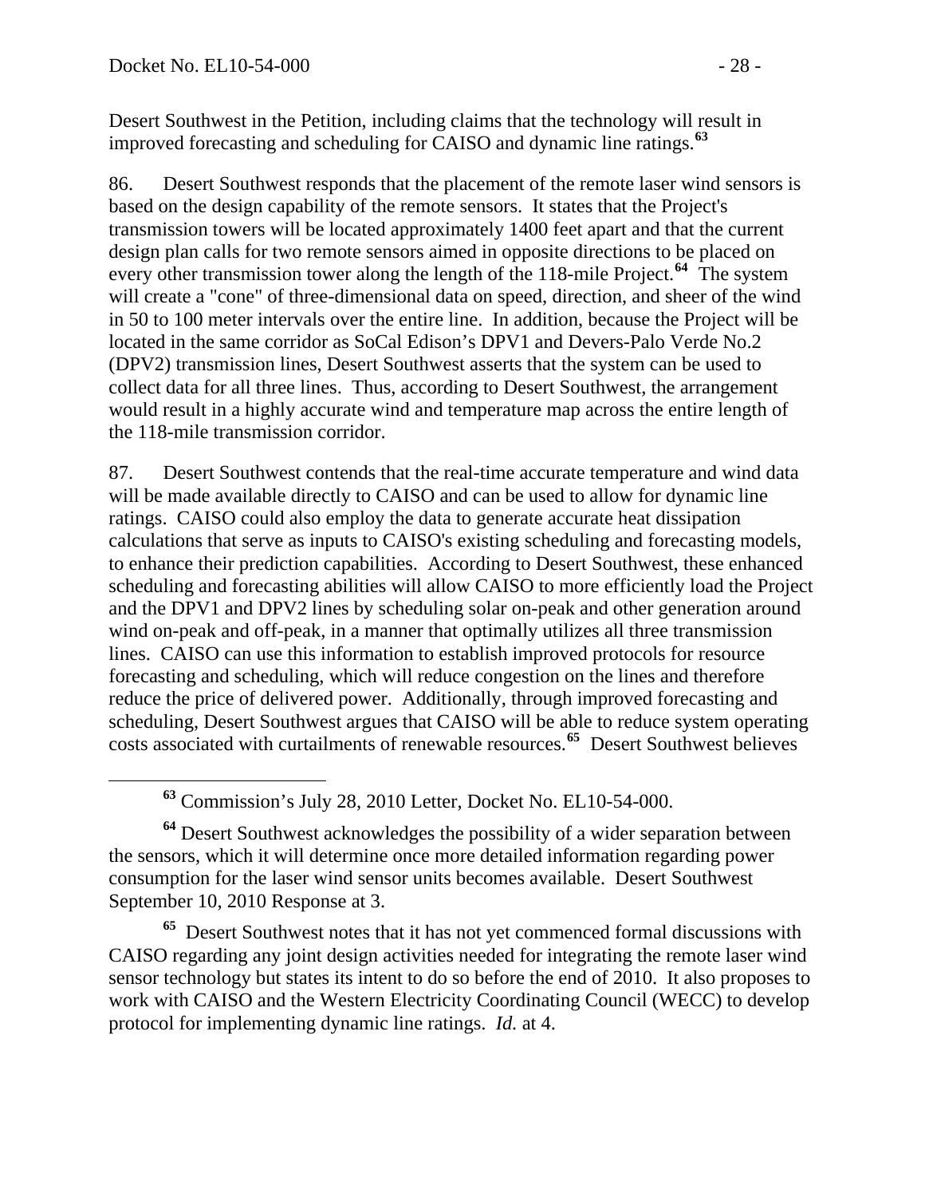Desert Southwest in the Petition, including claims that the technology will result in improved forecasting and scheduling for CAISO and dynamic line ratings.[63]

86. Desert Southwest responds that the placement of the remote laser wind sensors is based on the design capability of the remote sensors. It states that the Project's transmission towers will be located approximately 1400 feet apart and that the current design plan calls for two remote sensors aimed in opposite directions to be placed on every other transmission tower along the length of the 118-mile Project.[64] The system will create a "cone" of three-dimensional data on speed, direction, and sheer of the wind in 50 to 100 meter intervals over the entire line. In addition, because the Project will be located in the same corridor as SoCal Edison's DPV1 and Devers-Palo Verde No.2 (DPV2) transmission lines, Desert Southwest asserts that the system can be used to collect data for all three lines. Thus, according to Desert Southwest, the arrangement would result in a highly accurate wind and temperature map across the entire length of the 118-mile transmission corridor.

87. Desert Southwest contends that the real-time accurate temperature and wind data will be made available directly to CAISO and can be used to allow for dynamic line ratings. CAISO could also employ the data to generate accurate heat dissipation calculations that serve as inputs to CAISO's existing scheduling and forecasting models, to enhance their prediction capabilities. According to Desert Southwest, these enhanced scheduling and forecasting abilities will allow CAISO to more efficiently load the Project and the DPV1 and DPV2 lines by scheduling solar on-peak and other generation around wind on-peak and off-peak, in a manner that optimally utilizes all three transmission lines. CAISO can use this information to establish improved protocols for resource forecasting and scheduling, which will reduce congestion on the lines and therefore reduce the price of delivered power. Additionally, through improved forecasting and scheduling, Desert Southwest argues that CAISO will be able to reduce system operating costs associated with curtailments of renewable resources.[65] Desert Southwest believes

---

[63] Commission's July 28, 2010 Letter, Docket No. EL10-54-000.

[64] Desert Southwest acknowledges the possibility of a wider separation between the sensors, which it will determine once more detailed information regarding power consumption for the laser wind sensor units becomes available. Desert Southwest September 10, 2010 Response at 3.

[65] Desert Southwest notes that it has not yet commenced formal discussions with CAISO regarding any joint design activities needed for integrating the remote laser wind sensor technology but states its intent to do so before the end of 2010. It also proposes to work with CAISO and the Western Electricity Coordinating Council (WECC) to develop protocol for implementing dynamic line ratings. *Id.* at 4.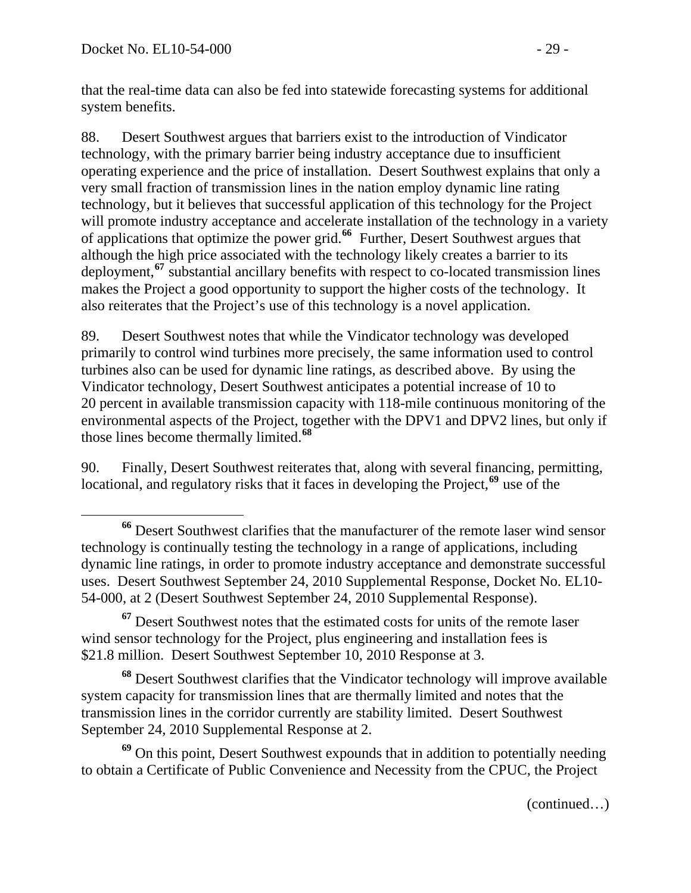that the real-time data can also be fed into statewide forecasting systems for additional system benefits.

88. Desert Southwest argues that barriers exist to the introduction of Vindicator technology, with the primary barrier being industry acceptance due to insufficient operating experience and the price of installation. Desert Southwest explains that only a very small fraction of transmission lines in the nation employ dynamic line rating technology, but it believes that successful application of this technology for the Project will promote industry acceptance and accelerate installation of the technology in a variety of applications that optimize the power grid.[66] Further, Desert Southwest argues that although the high price associated with the technology likely creates a barrier to its deployment,[67] substantial ancillary benefits with respect to co-located transmission lines makes the Project a good opportunity to support the higher costs of the technology. It also reiterates that the Project's use of this technology is a novel application.

89. Desert Southwest notes that while the Vindicator technology was developed primarily to control wind turbines more precisely, the same information used to control turbines also can be used for dynamic line ratings, as described above. By using the Vindicator technology, Desert Southwest anticipates a potential increase of 10 to 20 percent in available transmission capacity with 118-mile continuous monitoring of the environmental aspects of the Project, together with the DPV1 and DPV2 lines, but only if those lines become thermally limited.[68]

90. Finally, Desert Southwest reiterates that, along with several financing, permitting, locational, and regulatory risks that it faces in developing the Project,[69] use of the

---

[66] Desert Southwest clarifies that the manufacturer of the remote laser wind sensor technology is continually testing the technology in a range of applications, including dynamic line ratings, in order to promote industry acceptance and demonstrate successful uses. Desert Southwest September 24, 2010 Supplemental Response, Docket No. EL10-54-000, at 2 (Desert Southwest September 24, 2010 Supplemental Response).

[67] Desert Southwest notes that the estimated costs for units of the remote laser wind sensor technology for the Project, plus engineering and installation fees is $21.8 million. Desert Southwest September 10, 2010 Response at 3.

[68] Desert Southwest clarifies that the Vindicator technology will improve available system capacity for transmission lines that are thermally limited and notes that the transmission lines in the corridor currently are stability limited. Desert Southwest September 24, 2010 Supplemental Response at 2.

[69] On this point, Desert Southwest expounds that in addition to potentially needing to obtain a Certificate of Public Convenience and Necessity from the CPUC, the Project

(continued…)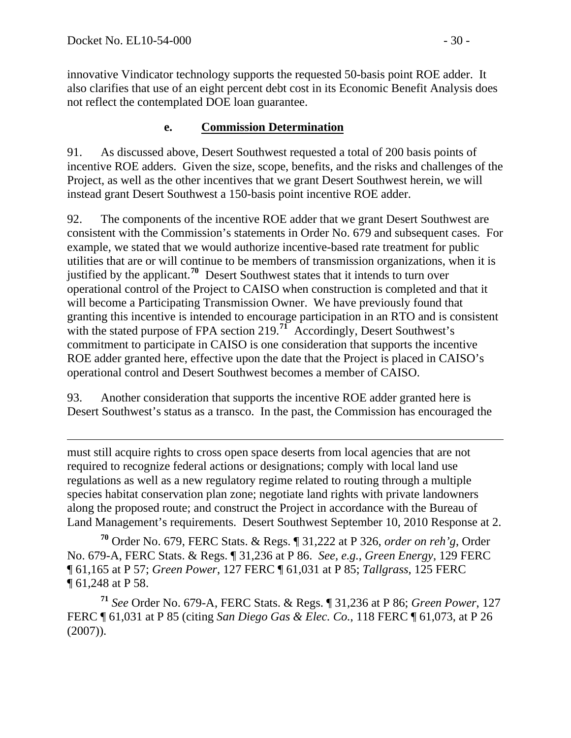innovative Vindicator technology supports the requested 50-basis point ROE adder. It also clarifies that use of an eight percent debt cost in its Economic Benefit Analysis does not reflect the contemplated DOE loan guarantee.

#### e. **Commission Determination**

91. As discussed above, Desert Southwest requested a total of 200 basis points of incentive ROE adders. Given the size, scope, benefits, and the risks and challenges of the Project, as well as the other incentives that we grant Desert Southwest herein, we will instead grant Desert Southwest a 150-basis point incentive ROE adder.

92. The components of the incentive ROE adder that we grant Desert Southwest are consistent with the Commission's statements in Order No. 679 and subsequent cases. For example, we stated that we would authorize incentive-based rate treatment for public utilities that are or will continue to be members of transmission organizations, when it is justified by the applicant.[70] Desert Southwest states that it intends to turn over operational control of the Project to CAISO when construction is completed and that it will become a Participating Transmission Owner. We have previously found that granting this incentive is intended to encourage participation in an RTO and is consistent with the stated purpose of FPA section 219.[71] Accordingly, Desert Southwest's commitment to participate in CAISO is one consideration that supports the incentive ROE adder granted here, effective upon the date that the Project is placed in CAISO's operational control and Desert Southwest becomes a member of CAISO.

93. Another consideration that supports the incentive ROE adder granted here is Desert Southwest's status as a transco. In the past, the Commission has encouraged the

---

must still acquire rights to cross open space deserts from local agencies that are not required to recognize federal actions or designations; comply with local land use regulations as well as a new regulatory regime related to routing through a multiple species habitat conservation plan zone; negotiate land rights with private landowners along the proposed route; and construct the Project in accordance with the Bureau of Land Management's requirements. Desert Southwest September 10, 2010 Response at 2.

[70] Order No. 679, FERC Stats. & Regs. ¶ 31,222 at P 326, *order on reh'g*, Order No. 679-A, FERC Stats. & Regs. ¶ 31,236 at P 86. *See, e.g.*, *Green Energy*, 129 FERC ¶ 61,165 at P 57; *Green Power*, 127 FERC ¶ 61,031 at P 85; *Tallgrass*, 125 FERC ¶ 61,248 at P 58.

[71] *See* Order No. 679-A, FERC Stats. & Regs. ¶ 31,236 at P 86; *Green Power*, 127 FERC ¶ 61,031 at P 85 (citing *San Diego Gas & Elec. Co.*, 118 FERC ¶ 61,073, at P 26 (2007)).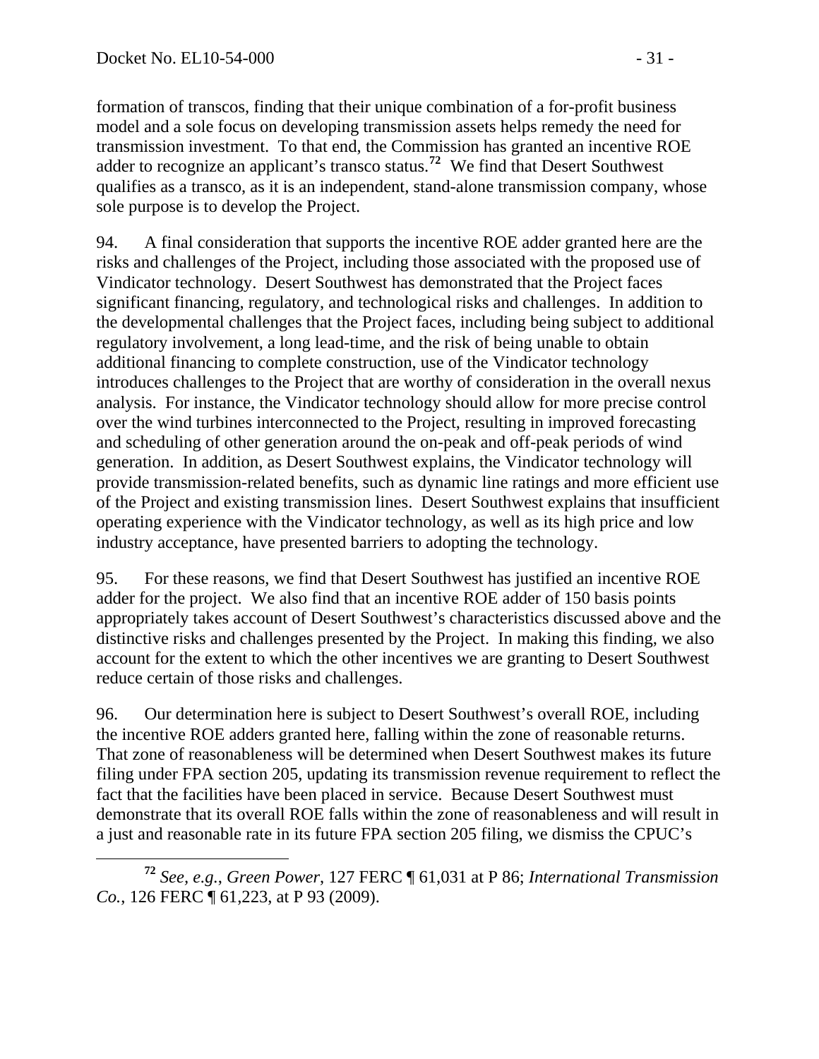formation of transcos, finding that their unique combination of a for-profit business model and a sole focus on developing transmission assets helps remedy the need for transmission investment. To that end, the Commission has granted an incentive ROE adder to recognize an applicant's transco status.[72] We find that Desert Southwest qualifies as a transco, as it is an independent, stand-alone transmission company, whose sole purpose is to develop the Project.

94. A final consideration that supports the incentive ROE adder granted here are the risks and challenges of the Project, including those associated with the proposed use of Vindicator technology. Desert Southwest has demonstrated that the Project faces significant financing, regulatory, and technological risks and challenges. In addition to the developmental challenges that the Project faces, including being subject to additional regulatory involvement, a long lead-time, and the risk of being unable to obtain additional financing to complete construction, use of the Vindicator technology introduces challenges to the Project that are worthy of consideration in the overall nexus analysis. For instance, the Vindicator technology should allow for more precise control over the wind turbines interconnected to the Project, resulting in improved forecasting and scheduling of other generation around the on-peak and off-peak periods of wind generation. In addition, as Desert Southwest explains, the Vindicator technology will provide transmission-related benefits, such as dynamic line ratings and more efficient use of the Project and existing transmission lines. Desert Southwest explains that insufficient operating experience with the Vindicator technology, as well as its high price and low industry acceptance, have presented barriers to adopting the technology.

95. For these reasons, we find that Desert Southwest has justified an incentive ROE adder for the project. We also find that an incentive ROE adder of 150 basis points appropriately takes account of Desert Southwest's characteristics discussed above and the distinctive risks and challenges presented by the Project. In making this finding, we also account for the extent to which the other incentives we are granting to Desert Southwest reduce certain of those risks and challenges.

96. Our determination here is subject to Desert Southwest's overall ROE, including the incentive ROE adders granted here, falling within the zone of reasonable returns. That zone of reasonableness will be determined when Desert Southwest makes its future filing under FPA section 205, updating its transmission revenue requirement to reflect the fact that the facilities have been placed in service. Because Desert Southwest must demonstrate that its overall ROE falls within the zone of reasonableness and will result in a just and reasonable rate in its future FPA section 205 filing, we dismiss the CPUC's

[72] *See, e.g.*, *Green Power*, 127 FERC ¶ 61,031 at P 86; *International Transmission Co.*, 126 FERC ¶ 61,223, at P 93 (2009).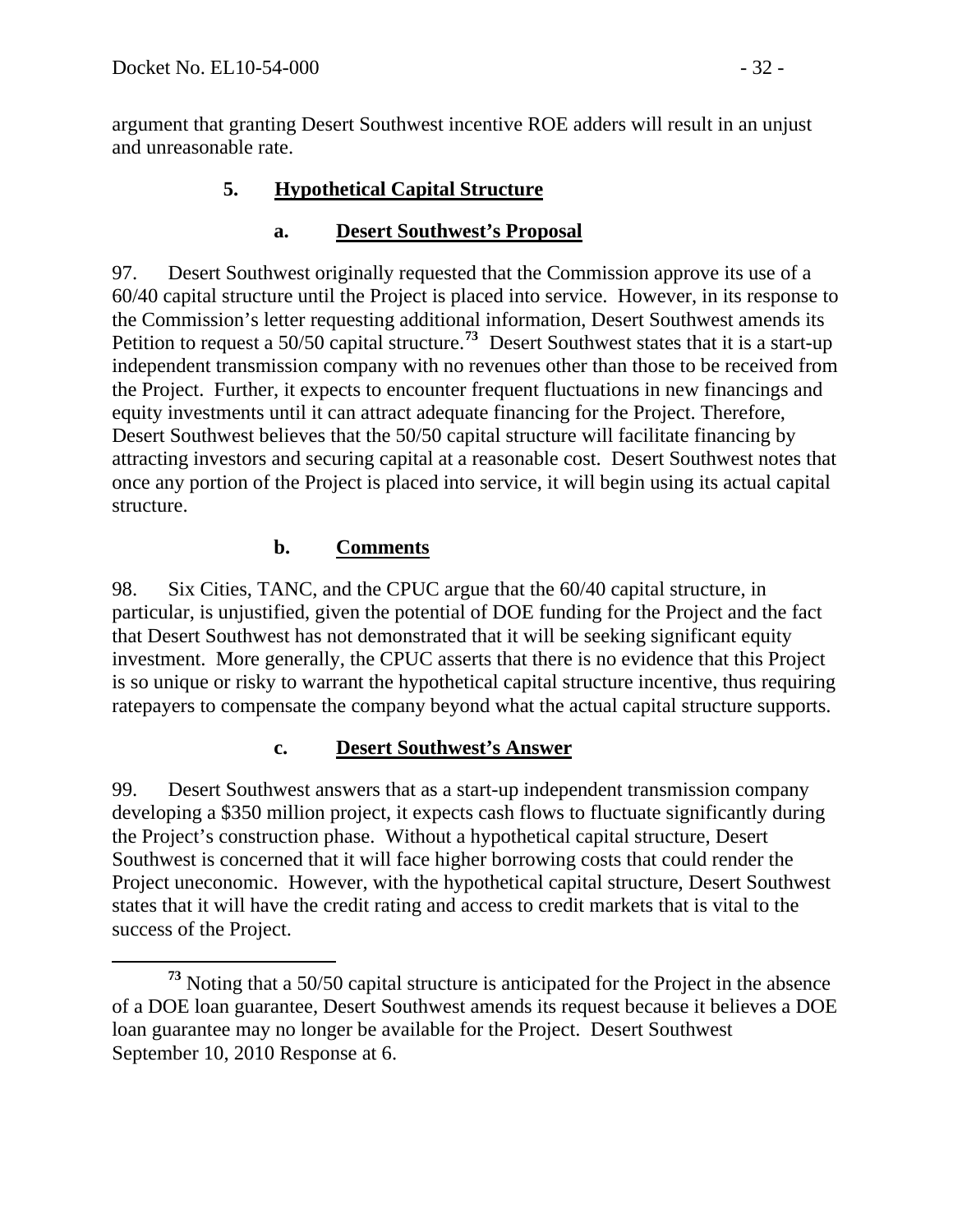argument that granting Desert Southwest incentive ROE adders will result in an unjust and unreasonable rate.

### 5. Hypothetical Capital Structure

#### a. Desert Southwest's Proposal

97. Desert Southwest originally requested that the Commission approve its use of a 60/40 capital structure until the Project is placed into service. However, in its response to the Commission's letter requesting additional information, Desert Southwest amends its Petition to request a 50/50 capital structure.[73] Desert Southwest states that it is a start-up independent transmission company with no revenues other than those to be received from the Project. Further, it expects to encounter frequent fluctuations in new financings and equity investments until it can attract adequate financing for the Project. Therefore, Desert Southwest believes that the 50/50 capital structure will facilitate financing by attracting investors and securing capital at a reasonable cost. Desert Southwest notes that once any portion of the Project is placed into service, it will begin using its actual capital structure.

#### b. Comments

98. Six Cities, TANC, and the CPUC argue that the 60/40 capital structure, in particular, is unjustified, given the potential of DOE funding for the Project and the fact that Desert Southwest has not demonstrated that it will be seeking significant equity investment. More generally, the CPUC asserts that there is no evidence that this Project is so unique or risky to warrant the hypothetical capital structure incentive, thus requiring ratepayers to compensate the company beyond what the actual capital structure supports.

#### c. Desert Southwest's Answer

99. Desert Southwest answers that as a start-up independent transmission company developing a $350 million project, it expects cash flows to fluctuate significantly during the Project's construction phase. Without a hypothetical capital structure, Desert Southwest is concerned that it will face higher borrowing costs that could render the Project uneconomic. However, with the hypothetical capital structure, Desert Southwest states that it will have the credit rating and access to credit markets that is vital to the success of the Project.

---

[73] Noting that a 50/50 capital structure is anticipated for the Project in the absence of a DOE loan guarantee, Desert Southwest amends its request because it believes a DOE loan guarantee may no longer be available for the Project. Desert Southwest September 10, 2010 Response at 6.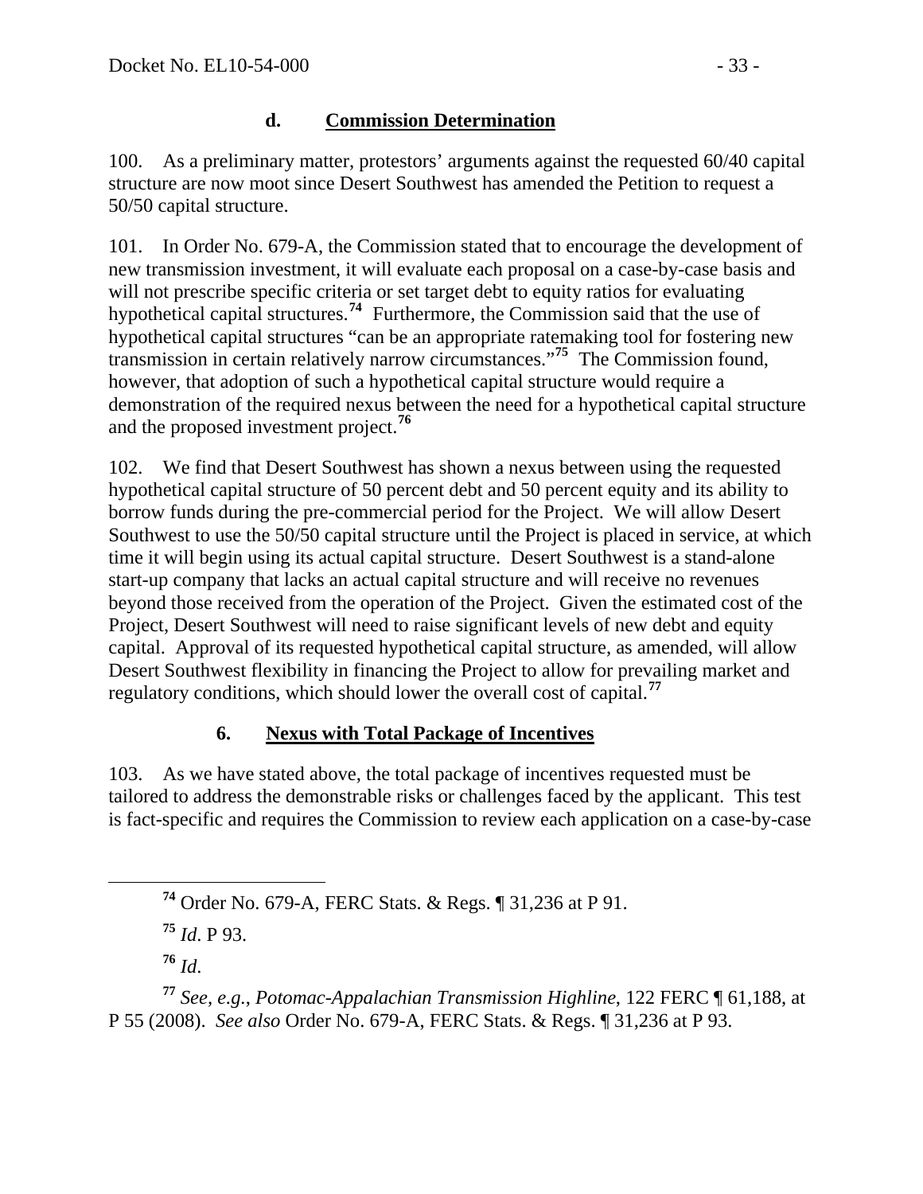### d. **Commission Determination**

100. As a preliminary matter, protestors' arguments against the requested 60/40 capital structure are now moot since Desert Southwest has amended the Petition to request a 50/50 capital structure.

101. In Order No. 679-A, the Commission stated that to encourage the development of new transmission investment, it will evaluate each proposal on a case-by-case basis and will not prescribe specific criteria or set target debt to equity ratios for evaluating hypothetical capital structures.[74] Furthermore, the Commission said that the use of hypothetical capital structures "can be an appropriate ratemaking tool for fostering new transmission in certain relatively narrow circumstances."[75] The Commission found, however, that adoption of such a hypothetical capital structure would require a demonstration of the required nexus between the need for a hypothetical capital structure and the proposed investment project.[76]

102. We find that Desert Southwest has shown a nexus between using the requested hypothetical capital structure of 50 percent debt and 50 percent equity and its ability to borrow funds during the pre-commercial period for the Project. We will allow Desert Southwest to use the 50/50 capital structure until the Project is placed in service, at which time it will begin using its actual capital structure. Desert Southwest is a stand-alone start-up company that lacks an actual capital structure and will receive no revenues beyond those received from the operation of the Project. Given the estimated cost of the Project, Desert Southwest will need to raise significant levels of new debt and equity capital. Approval of its requested hypothetical capital structure, as amended, will allow Desert Southwest flexibility in financing the Project to allow for prevailing market and regulatory conditions, which should lower the overall cost of capital.[77]

## 6. **Nexus with Total Package of Incentives**

103. As we have stated above, the total package of incentives requested must be tailored to address the demonstrable risks or challenges faced by the applicant. This test is fact-specific and requires the Commission to review each application on a case-by-case

---

[74] Order No. 679-A, FERC Stats. & Regs. ¶ 31,236 at P 91.

[75] *Id*. P 93.

[76] *Id*.

[77] *See, e.g.*, *Potomac-Appalachian Transmission Highline*, 122 FERC ¶ 61,188, at P 55 (2008). *See also* Order No. 679-A, FERC Stats. & Regs. ¶ 31,236 at P 93.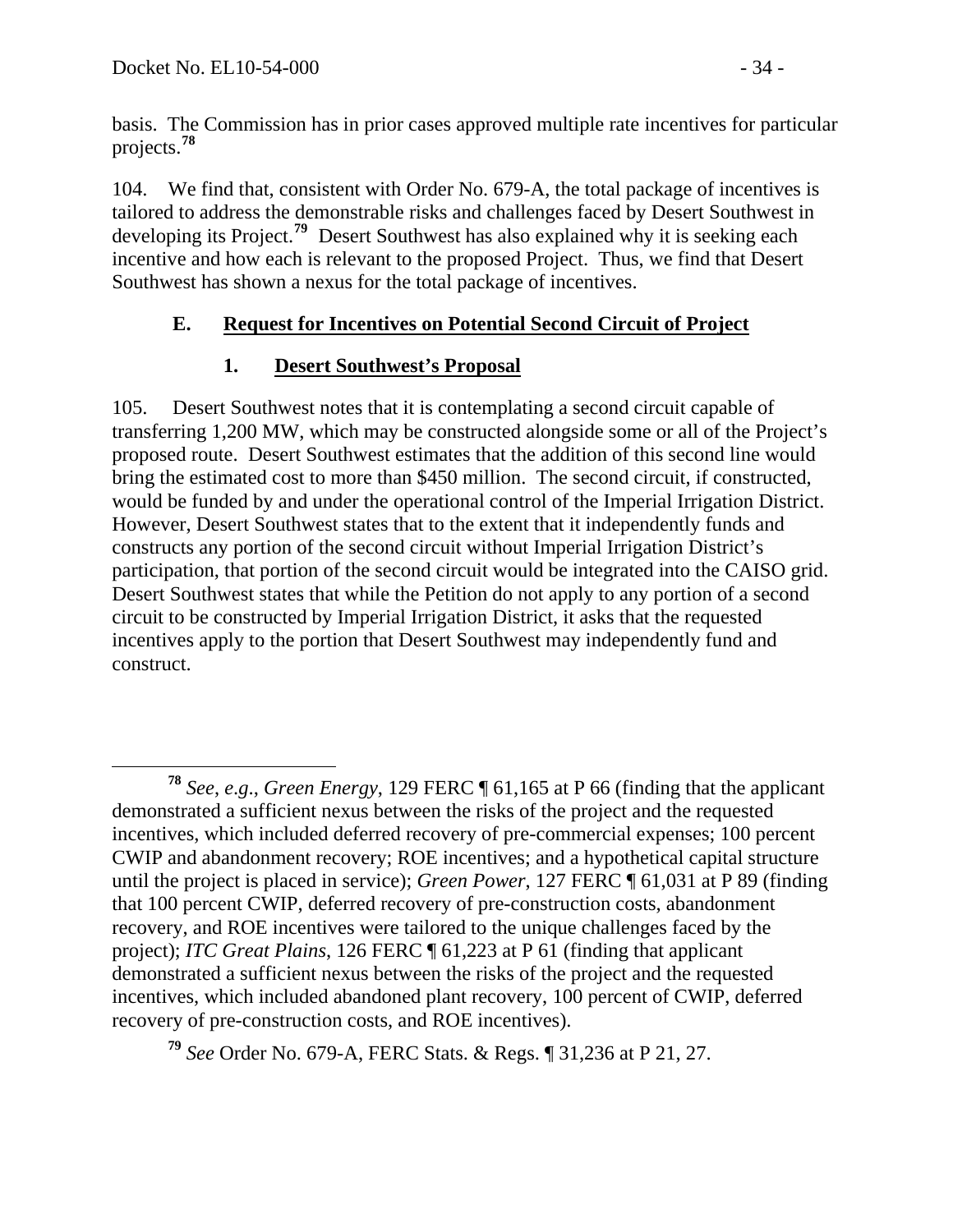basis. The Commission has in prior cases approved multiple rate incentives for particular projects.[78]

104. We find that, consistent with Order No. 679-A, the total package of incentives is tailored to address the demonstrable risks and challenges faced by Desert Southwest in developing its Project.[79] Desert Southwest has also explained why it is seeking each incentive and how each is relevant to the proposed Project. Thus, we find that Desert Southwest has shown a nexus for the total package of incentives.

### E. Request for Incentives on Potential Second Circuit of Project

#### 1. Desert Southwest's Proposal

105. Desert Southwest notes that it is contemplating a second circuit capable of transferring 1,200 MW, which may be constructed alongside some or all of the Project's proposed route. Desert Southwest estimates that the addition of this second line would bring the estimated cost to more than $450 million. The second circuit, if constructed, would be funded by and under the operational control of the Imperial Irrigation District. However, Desert Southwest states that to the extent that it independently funds and constructs any portion of the second circuit without Imperial Irrigation District's participation, that portion of the second circuit would be integrated into the CAISO grid. Desert Southwest states that while the Petition do not apply to any portion of a second circuit to be constructed by Imperial Irrigation District, it asks that the requested incentives apply to the portion that Desert Southwest may independently fund and construct.

---

[78] *See*, *e.g*., *Green Energy*, 129 FERC ¶ 61,165 at P 66 (finding that the applicant demonstrated a sufficient nexus between the risks of the project and the requested incentives, which included deferred recovery of pre-commercial expenses; 100 percent CWIP and abandonment recovery; ROE incentives; and a hypothetical capital structure until the project is placed in service); *Green Power*, 127 FERC ¶ 61,031 at P 89 (finding that 100 percent CWIP, deferred recovery of pre-construction costs, abandonment recovery, and ROE incentives were tailored to the unique challenges faced by the project); *ITC Great Plains*, 126 FERC ¶ 61,223 at P 61 (finding that applicant demonstrated a sufficient nexus between the risks of the project and the requested incentives, which included abandoned plant recovery, 100 percent of CWIP, deferred recovery of pre-construction costs, and ROE incentives).

[79] *See* Order No. 679-A, FERC Stats. & Regs. ¶ 31,236 at P 21, 27.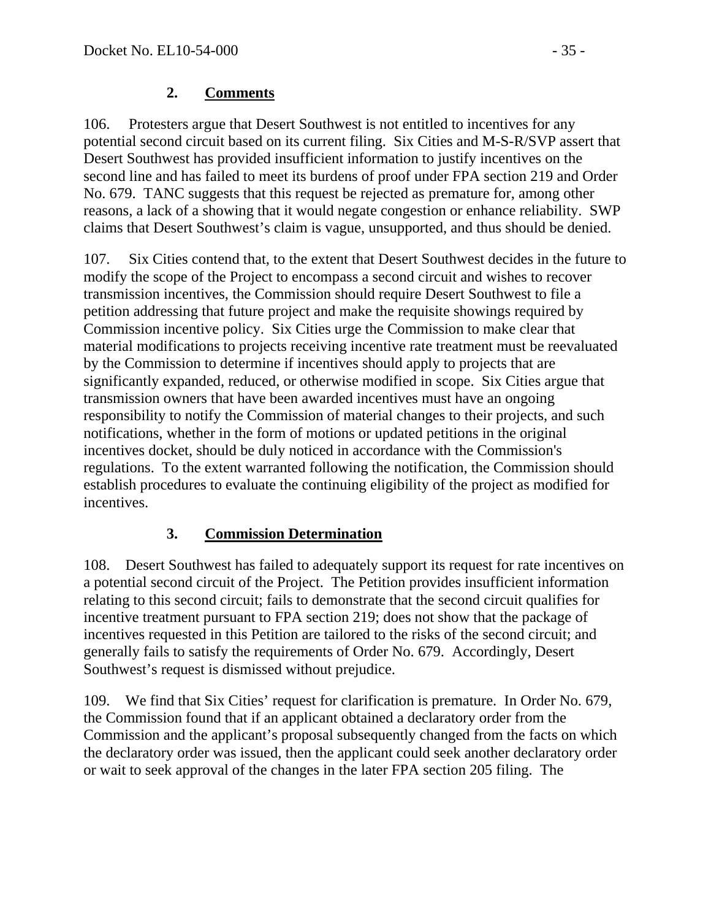### 2. Comments

106. Protesters argue that Desert Southwest is not entitled to incentives for any potential second circuit based on its current filing. Six Cities and M-S-R/SVP assert that Desert Southwest has provided insufficient information to justify incentives on the second line and has failed to meet its burdens of proof under FPA section 219 and Order No. 679. TANC suggests that this request be rejected as premature for, among other reasons, a lack of a showing that it would negate congestion or enhance reliability. SWP claims that Desert Southwest's claim is vague, unsupported, and thus should be denied.

107. Six Cities contend that, to the extent that Desert Southwest decides in the future to modify the scope of the Project to encompass a second circuit and wishes to recover transmission incentives, the Commission should require Desert Southwest to file a petition addressing that future project and make the requisite showings required by Commission incentive policy. Six Cities urge the Commission to make clear that material modifications to projects receiving incentive rate treatment must be reevaluated by the Commission to determine if incentives should apply to projects that are significantly expanded, reduced, or otherwise modified in scope. Six Cities argue that transmission owners that have been awarded incentives must have an ongoing responsibility to notify the Commission of material changes to their projects, and such notifications, whether in the form of motions or updated petitions in the original incentives docket, should be duly noticed in accordance with the Commission's regulations. To the extent warranted following the notification, the Commission should establish procedures to evaluate the continuing eligibility of the project as modified for incentives.

### 3. Commission Determination

108. Desert Southwest has failed to adequately support its request for rate incentives on a potential second circuit of the Project. The Petition provides insufficient information relating to this second circuit; fails to demonstrate that the second circuit qualifies for incentive treatment pursuant to FPA section 219; does not show that the package of incentives requested in this Petition are tailored to the risks of the second circuit; and generally fails to satisfy the requirements of Order No. 679. Accordingly, Desert Southwest's request is dismissed without prejudice.

109. We find that Six Cities' request for clarification is premature. In Order No. 679, the Commission found that if an applicant obtained a declaratory order from the Commission and the applicant's proposal subsequently changed from the facts on which the declaratory order was issued, then the applicant could seek another declaratory order or wait to seek approval of the changes in the later FPA section 205 filing. The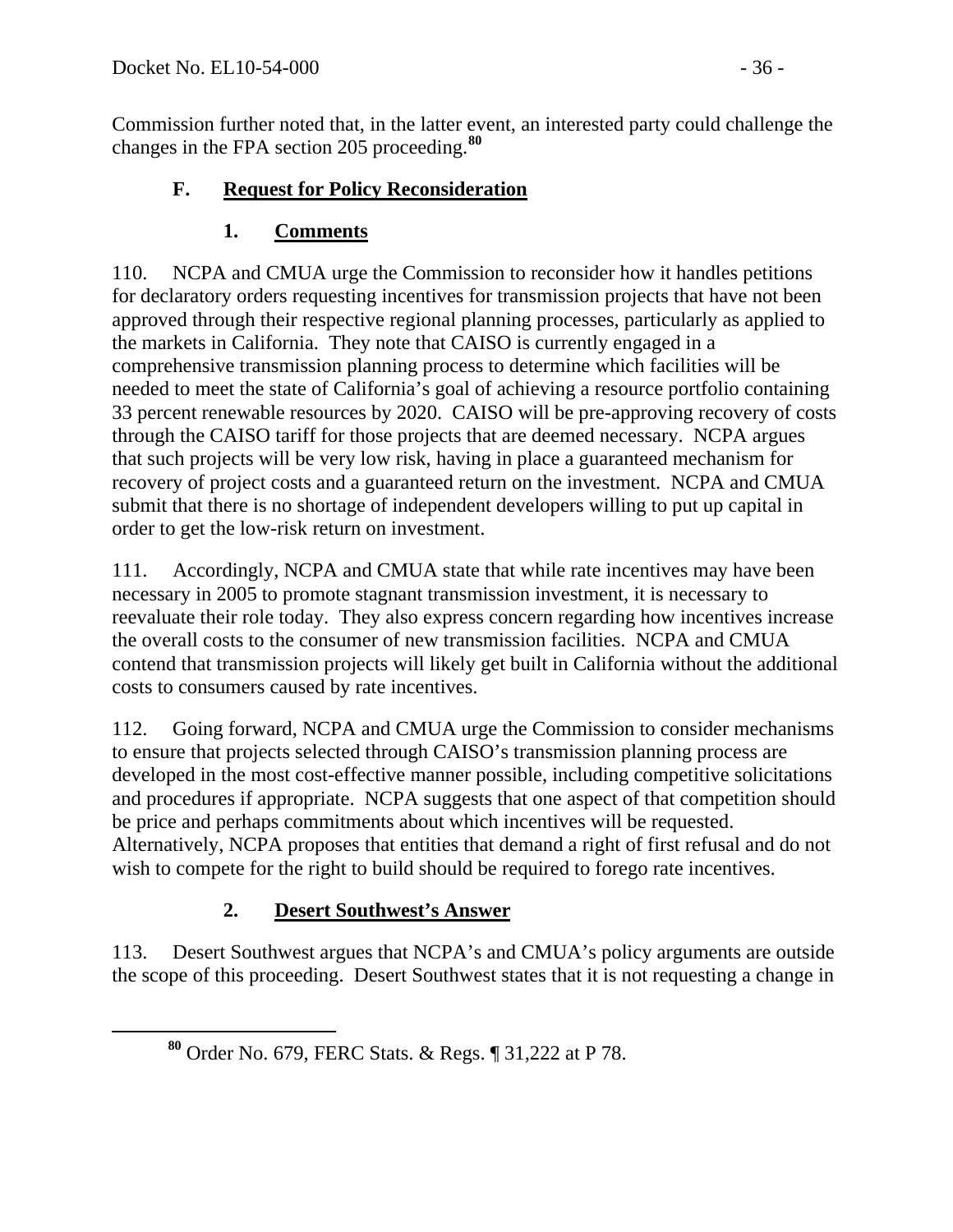Commission further noted that, in the latter event, an interested party could challenge the changes in the FPA section 205 proceeding.[80]

### F. Request for Policy Reconsideration

#### 1. Comments

110. NCPA and CMUA urge the Commission to reconsider how it handles petitions for declaratory orders requesting incentives for transmission projects that have not been approved through their respective regional planning processes, particularly as applied to the markets in California. They note that CAISO is currently engaged in a comprehensive transmission planning process to determine which facilities will be needed to meet the state of California's goal of achieving a resource portfolio containing 33 percent renewable resources by 2020. CAISO will be pre-approving recovery of costs through the CAISO tariff for those projects that are deemed necessary. NCPA argues that such projects will be very low risk, having in place a guaranteed mechanism for recovery of project costs and a guaranteed return on the investment. NCPA and CMUA submit that there is no shortage of independent developers willing to put up capital in order to get the low-risk return on investment.

111. Accordingly, NCPA and CMUA state that while rate incentives may have been necessary in 2005 to promote stagnant transmission investment, it is necessary to reevaluate their role today. They also express concern regarding how incentives increase the overall costs to the consumer of new transmission facilities. NCPA and CMUA contend that transmission projects will likely get built in California without the additional costs to consumers caused by rate incentives.

112. Going forward, NCPA and CMUA urge the Commission to consider mechanisms to ensure that projects selected through CAISO's transmission planning process are developed in the most cost-effective manner possible, including competitive solicitations and procedures if appropriate. NCPA suggests that one aspect of that competition should be price and perhaps commitments about which incentives will be requested. Alternatively, NCPA proposes that entities that demand a right of first refusal and do not wish to compete for the right to build should be required to forego rate incentives.

#### 2. Desert Southwest's Answer

113. Desert Southwest argues that NCPA's and CMUA's policy arguments are outside the scope of this proceeding. Desert Southwest states that it is not requesting a change in

[80] Order No. 679, FERC Stats. & Regs. ¶ 31,222 at P 78.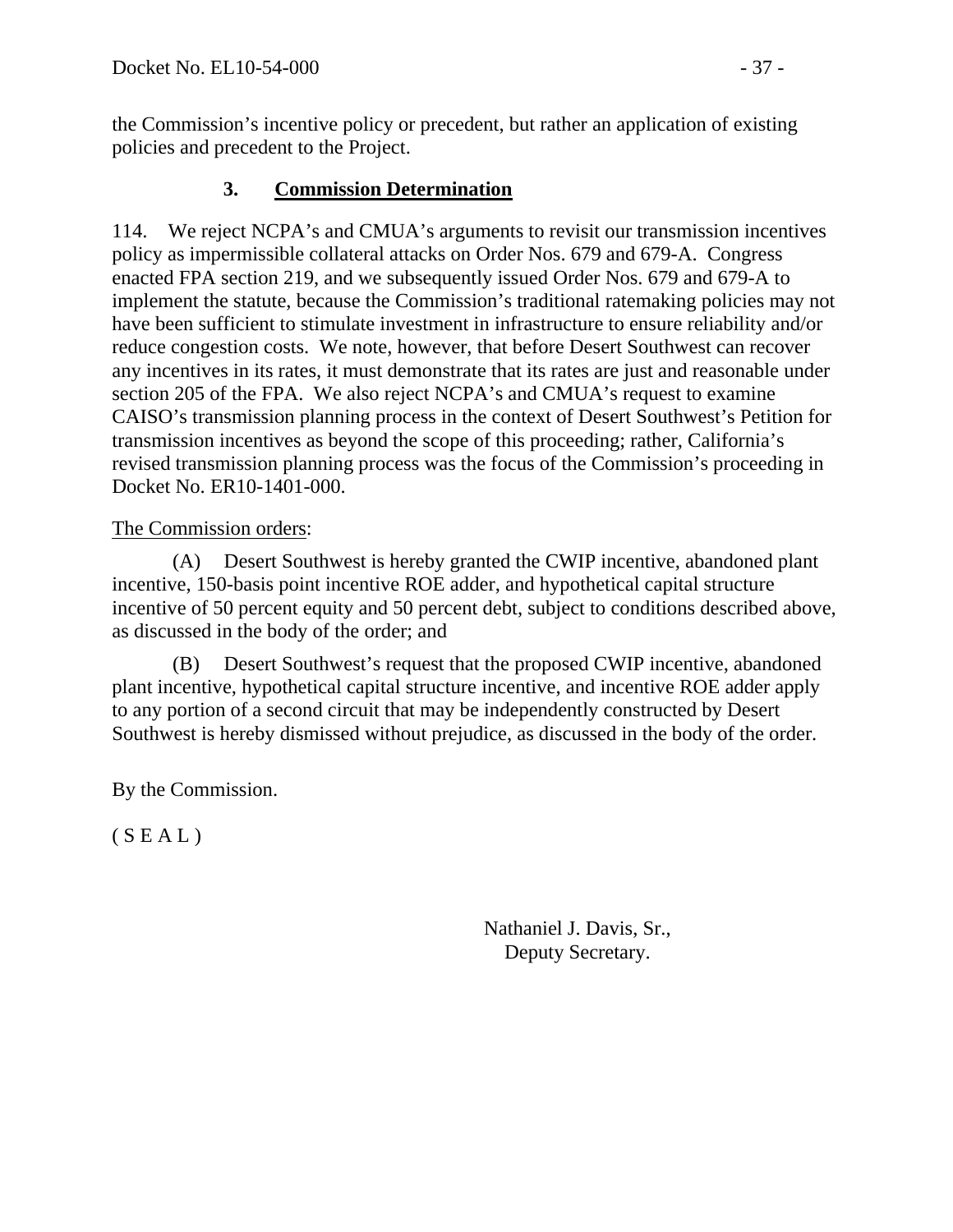the Commission's incentive policy or precedent, but rather an application of existing policies and precedent to the Project.

### 3. Commission Determination

114. We reject NCPA's and CMUA's arguments to revisit our transmission incentives policy as impermissible collateral attacks on Order Nos. 679 and 679-A. Congress enacted FPA section 219, and we subsequently issued Order Nos. 679 and 679-A to implement the statute, because the Commission's traditional ratemaking policies may not have been sufficient to stimulate investment in infrastructure to ensure reliability and/or reduce congestion costs. We note, however, that before Desert Southwest can recover any incentives in its rates, it must demonstrate that its rates are just and reasonable under section 205 of the FPA. We also reject NCPA's and CMUA's request to examine CAISO's transmission planning process in the context of Desert Southwest's Petition for transmission incentives as beyond the scope of this proceeding; rather, California's revised transmission planning process was the focus of the Commission's proceeding in Docket No. ER10-1401-000.

The Commission orders:

(A) Desert Southwest is hereby granted the CWIP incentive, abandoned plant incentive, 150-basis point incentive ROE adder, and hypothetical capital structure incentive of 50 percent equity and 50 percent debt, subject to conditions described above, as discussed in the body of the order; and

(B) Desert Southwest's request that the proposed CWIP incentive, abandoned plant incentive, hypothetical capital structure incentive, and incentive ROE adder apply to any portion of a second circuit that may be independently constructed by Desert Southwest is hereby dismissed without prejudice, as discussed in the body of the order.

By the Commission.

( S E A L )

Nathaniel J. Davis, Sr.,
Deputy Secretary.